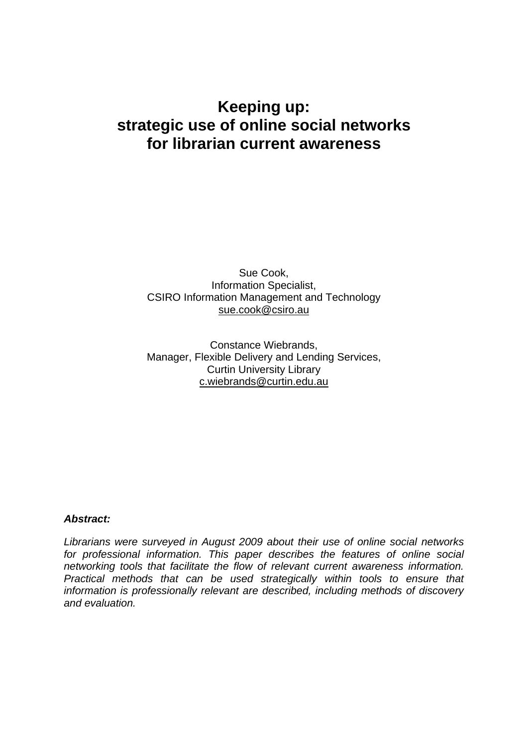# Keeping up:
# strategic use of online social networks
# for librarian current awareness

Sue Cook,
Information Specialist,
CSIRO Information Management and Technology
sue.cook@csiro.au

Constance Wiebrands,
Manager, Flexible Delivery and Lending Services,
Curtin University Library
c.wiebrands@curtin.edu.au

***Abstract:***

*Librarians were surveyed in August 2009 about their use of online social networks for professional information. This paper describes the features of online social networking tools that facilitate the flow of relevant current awareness information. Practical methods that can be used strategically within tools to ensure that information is professionally relevant are described, including methods of discovery and evaluation.*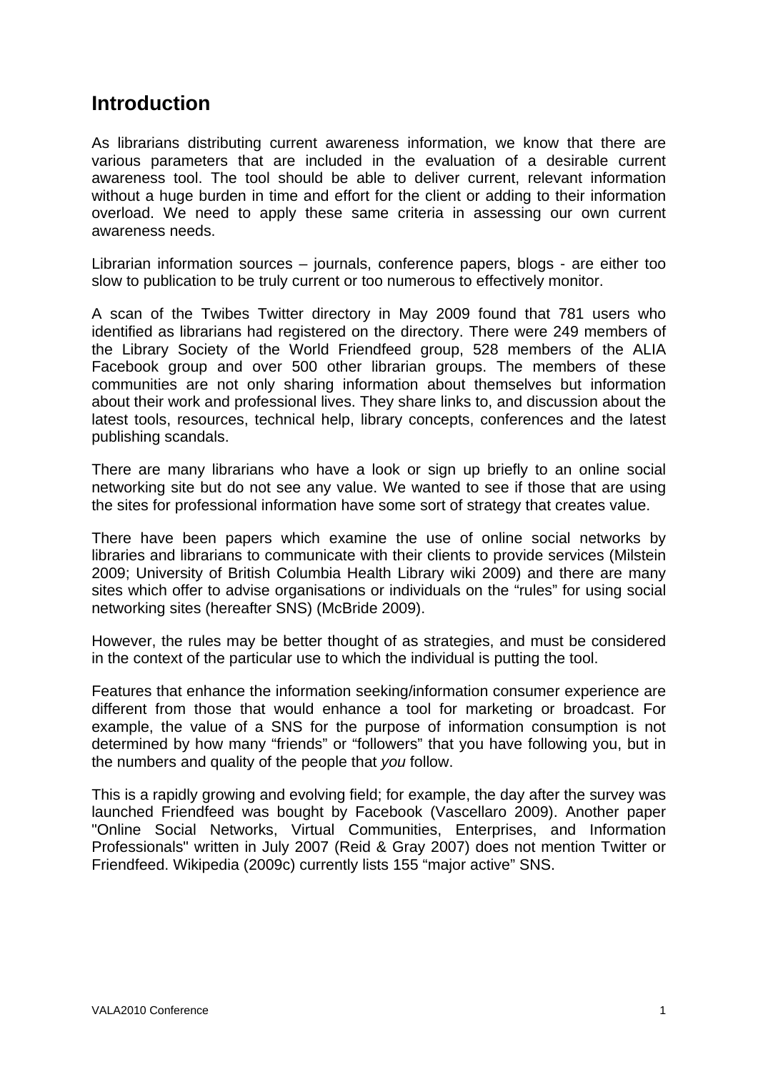## Introduction

As librarians distributing current awareness information, we know that there are various parameters that are included in the evaluation of a desirable current awareness tool. The tool should be able to deliver current, relevant information without a huge burden in time and effort for the client or adding to their information overload. We need to apply these same criteria in assessing our own current awareness needs.

Librarian information sources – journals, conference papers, blogs - are either too slow to publication to be truly current or too numerous to effectively monitor.

A scan of the Twibes Twitter directory in May 2009 found that 781 users who identified as librarians had registered on the directory. There were 249 members of the Library Society of the World Friendfeed group, 528 members of the ALIA Facebook group and over 500 other librarian groups. The members of these communities are not only sharing information about themselves but information about their work and professional lives. They share links to, and discussion about the latest tools, resources, technical help, library concepts, conferences and the latest publishing scandals.

There are many librarians who have a look or sign up briefly to an online social networking site but do not see any value. We wanted to see if those that are using the sites for professional information have some sort of strategy that creates value.

There have been papers which examine the use of online social networks by libraries and librarians to communicate with their clients to provide services (Milstein 2009; University of British Columbia Health Library wiki 2009) and there are many sites which offer to advise organisations or individuals on the "rules" for using social networking sites (hereafter SNS) (McBride 2009).

However, the rules may be better thought of as strategies, and must be considered in the context of the particular use to which the individual is putting the tool.

Features that enhance the information seeking/information consumer experience are different from those that would enhance a tool for marketing or broadcast. For example, the value of a SNS for the purpose of information consumption is not determined by how many "friends" or "followers" that you have following you, but in the numbers and quality of the people that *you* follow.

This is a rapidly growing and evolving field; for example, the day after the survey was launched Friendfeed was bought by Facebook (Vascellaro 2009). Another paper "Online Social Networks, Virtual Communities, Enterprises, and Information Professionals" written in July 2007 (Reid & Gray 2007) does not mention Twitter or Friendfeed. Wikipedia (2009c) currently lists 155 "major active" SNS.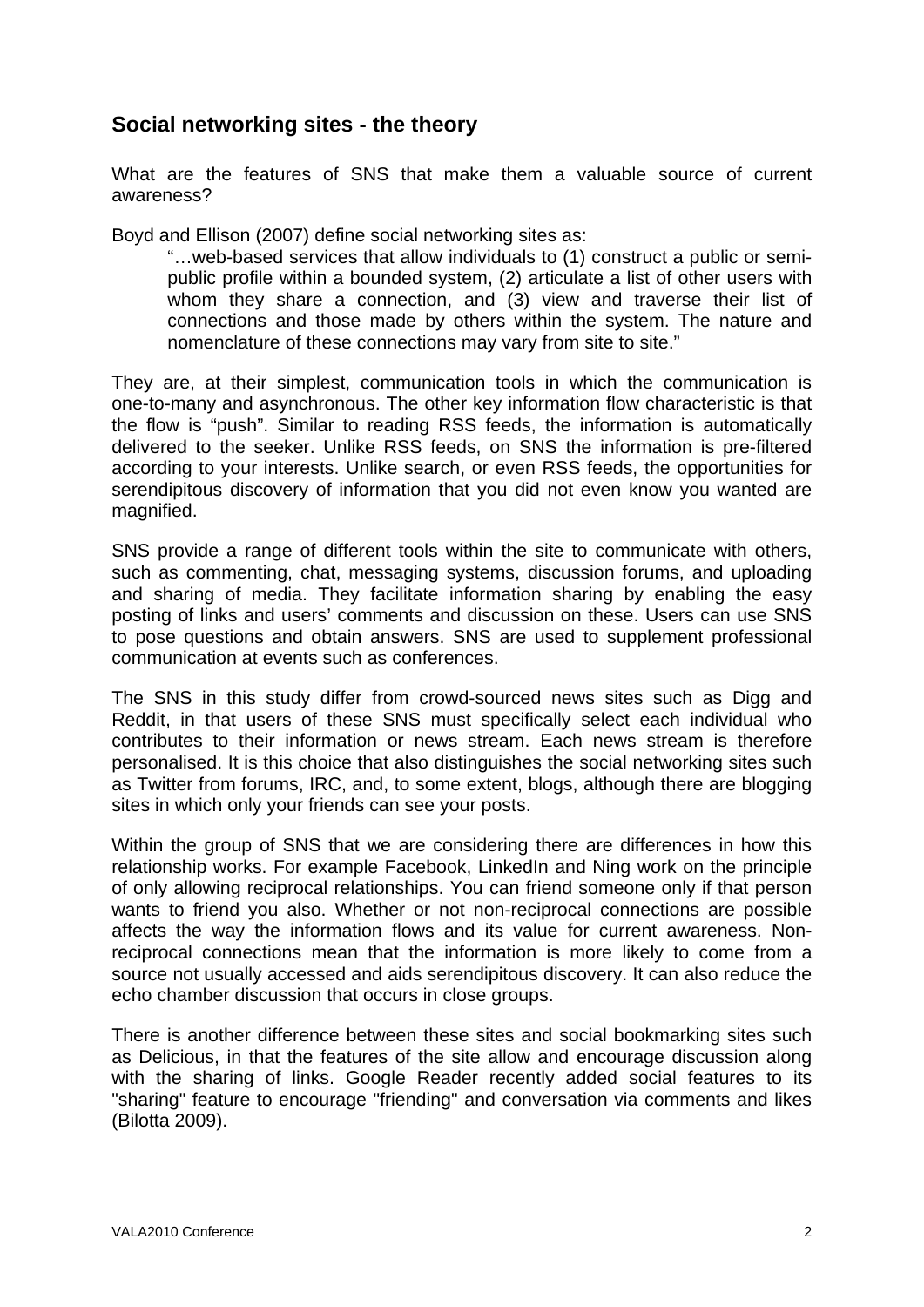## Social networking sites - the theory

What are the features of SNS that make them a valuable source of current awareness?

Boyd and Ellison (2007) define social networking sites as:

> "…web-based services that allow individuals to (1) construct a public or semi-public profile within a bounded system, (2) articulate a list of other users with whom they share a connection, and (3) view and traverse their list of connections and those made by others within the system. The nature and nomenclature of these connections may vary from site to site."

They are, at their simplest, communication tools in which the communication is one-to-many and asynchronous. The other key information flow characteristic is that the flow is "push". Similar to reading RSS feeds, the information is automatically delivered to the seeker. Unlike RSS feeds, on SNS the information is pre-filtered according to your interests. Unlike search, or even RSS feeds, the opportunities for serendipitous discovery of information that you did not even know you wanted are magnified.

SNS provide a range of different tools within the site to communicate with others, such as commenting, chat, messaging systems, discussion forums, and uploading and sharing of media. They facilitate information sharing by enabling the easy posting of links and users' comments and discussion on these. Users can use SNS to pose questions and obtain answers. SNS are used to supplement professional communication at events such as conferences.

The SNS in this study differ from crowd-sourced news sites such as Digg and Reddit, in that users of these SNS must specifically select each individual who contributes to their information or news stream. Each news stream is therefore personalised. It is this choice that also distinguishes the social networking sites such as Twitter from forums, IRC, and, to some extent, blogs, although there are blogging sites in which only your friends can see your posts.

Within the group of SNS that we are considering there are differences in how this relationship works. For example Facebook, LinkedIn and Ning work on the principle of only allowing reciprocal relationships. You can friend someone only if that person wants to friend you also. Whether or not non-reciprocal connections are possible affects the way the information flows and its value for current awareness. Non-reciprocal connections mean that the information is more likely to come from a source not usually accessed and aids serendipitous discovery. It can also reduce the echo chamber discussion that occurs in close groups.

There is another difference between these sites and social bookmarking sites such as Delicious, in that the features of the site allow and encourage discussion along with the sharing of links. Google Reader recently added social features to its "sharing" feature to encourage "friending" and conversation via comments and likes (Bilotta 2009).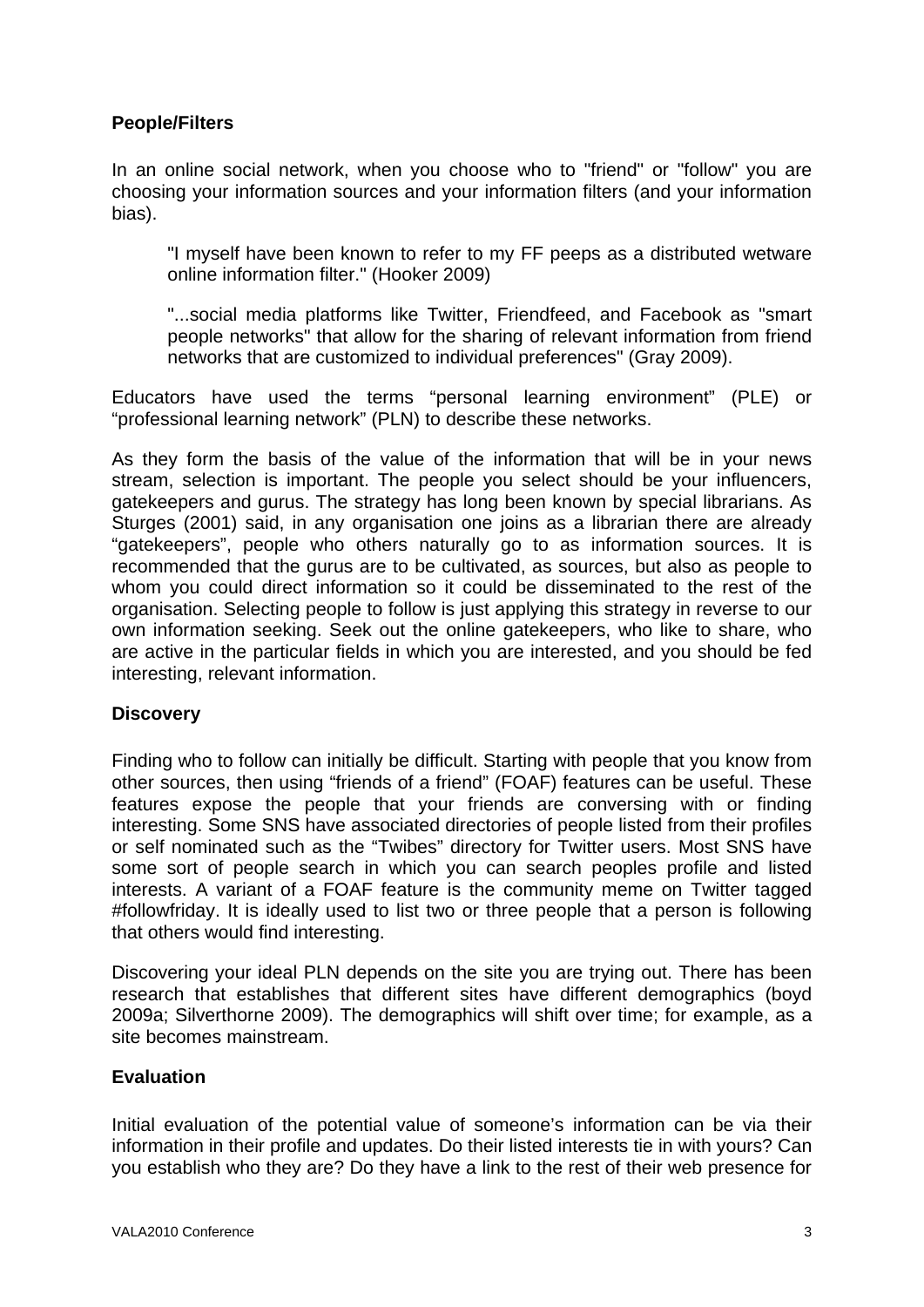**People/Filters**

In an online social network, when you choose who to "friend" or "follow" you are choosing your information sources and your information filters (and your information bias).

> "I myself have been known to refer to my FF peeps as a distributed wetware online information filter." (Hooker 2009)
>
> "...social media platforms like Twitter, Friendfeed, and Facebook as "smart people networks" that allow for the sharing of relevant information from friend networks that are customized to individual preferences" (Gray 2009).

Educators have used the terms “personal learning environment” (PLE) or “professional learning network” (PLN) to describe these networks.

As they form the basis of the value of the information that will be in your news stream, selection is important. The people you select should be your influencers, gatekeepers and gurus. The strategy has long been known by special librarians. As Sturges (2001) said, in any organisation one joins as a librarian there are already “gatekeepers”, people who others naturally go to as information sources. It is recommended that the gurus are to be cultivated, as sources, but also as people to whom you could direct information so it could be disseminated to the rest of the organisation. Selecting people to follow is just applying this strategy in reverse to our own information seeking. Seek out the online gatekeepers, who like to share, who are active in the particular fields in which you are interested, and you should be fed interesting, relevant information.

**Discovery**

Finding who to follow can initially be difficult. Starting with people that you know from other sources, then using “friends of a friend” (FOAF) features can be useful. These features expose the people that your friends are conversing with or finding interesting. Some SNS have associated directories of people listed from their profiles or self nominated such as the “Twibes” directory for Twitter users. Most SNS have some sort of people search in which you can search peoples profile and listed interests. A variant of a FOAF feature is the community meme on Twitter tagged #followfriday. It is ideally used to list two or three people that a person is following that others would find interesting.

Discovering your ideal PLN depends on the site you are trying out. There has been research that establishes that different sites have different demographics (boyd 2009a; Silverthorne 2009). The demographics will shift over time; for example, as a site becomes mainstream.

**Evaluation**

Initial evaluation of the potential value of someone’s information can be via their information in their profile and updates. Do their listed interests tie in with yours? Can you establish who they are? Do they have a link to the rest of their web presence for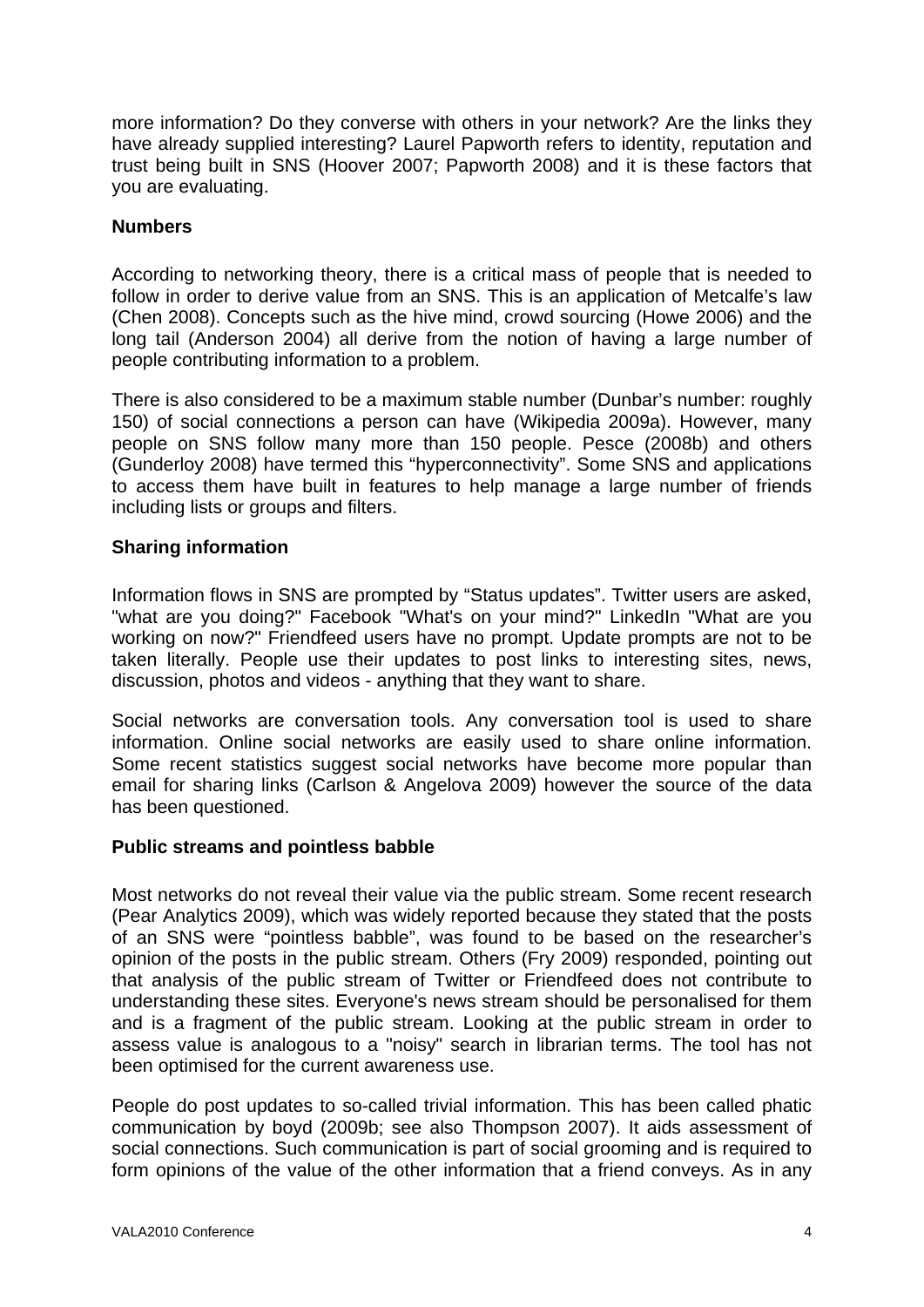more information? Do they converse with others in your network? Are the links they have already supplied interesting? Laurel Papworth refers to identity, reputation and trust being built in SNS (Hoover 2007; Papworth 2008) and it is these factors that you are evaluating.

**Numbers**

According to networking theory, there is a critical mass of people that is needed to follow in order to derive value from an SNS. This is an application of Metcalfe's law (Chen 2008). Concepts such as the hive mind, crowd sourcing (Howe 2006) and the long tail (Anderson 2004) all derive from the notion of having a large number of people contributing information to a problem.

There is also considered to be a maximum stable number (Dunbar's number: roughly 150) of social connections a person can have (Wikipedia 2009a). However, many people on SNS follow many more than 150 people. Pesce (2008b) and others (Gunderloy 2008) have termed this "hyperconnectivity". Some SNS and applications to access them have built in features to help manage a large number of friends including lists or groups and filters.

**Sharing information**

Information flows in SNS are prompted by "Status updates". Twitter users are asked, "what are you doing?" Facebook "What's on your mind?" LinkedIn "What are you working on now?" Friendfeed users have no prompt. Update prompts are not to be taken literally. People use their updates to post links to interesting sites, news, discussion, photos and videos - anything that they want to share.

Social networks are conversation tools. Any conversation tool is used to share information. Online social networks are easily used to share online information. Some recent statistics suggest social networks have become more popular than email for sharing links (Carlson & Angelova 2009) however the source of the data has been questioned.

**Public streams and pointless babble**

Most networks do not reveal their value via the public stream. Some recent research (Pear Analytics 2009), which was widely reported because they stated that the posts of an SNS were "pointless babble", was found to be based on the researcher's opinion of the posts in the public stream. Others (Fry 2009) responded, pointing out that analysis of the public stream of Twitter or Friendfeed does not contribute to understanding these sites. Everyone's news stream should be personalised for them and is a fragment of the public stream. Looking at the public stream in order to assess value is analogous to a "noisy" search in librarian terms. The tool has not been optimised for the current awareness use.

People do post updates to so-called trivial information. This has been called phatic communication by boyd (2009b; see also Thompson 2007). It aids assessment of social connections. Such communication is part of social grooming and is required to form opinions of the value of the other information that a friend conveys. As in any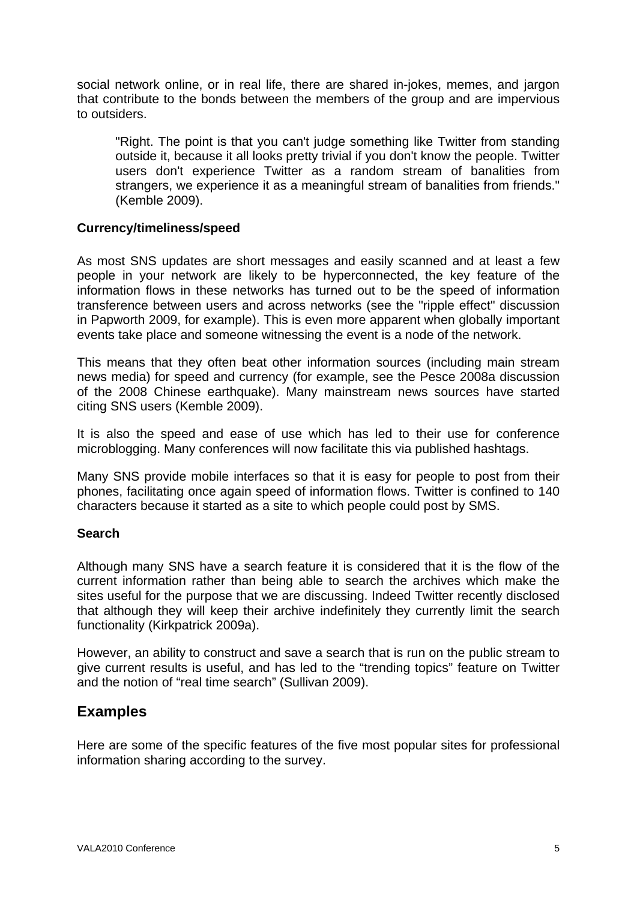social network online, or in real life, there are shared in-jokes, memes, and jargon that contribute to the bonds between the members of the group and are impervious to outsiders.

> "Right. The point is that you can't judge something like Twitter from standing outside it, because it all looks pretty trivial if you don't know the people. Twitter users don't experience Twitter as a random stream of banalities from strangers, we experience it as a meaningful stream of banalities from friends." (Kemble 2009).

**Currency/timeliness/speed**

As most SNS updates are short messages and easily scanned and at least a few people in your network are likely to be hyperconnected, the key feature of the information flows in these networks has turned out to be the speed of information transference between users and across networks (see the "ripple effect" discussion in Papworth 2009, for example). This is even more apparent when globally important events take place and someone witnessing the event is a node of the network.

This means that they often beat other information sources (including main stream news media) for speed and currency (for example, see the Pesce 2008a discussion of the 2008 Chinese earthquake). Many mainstream news sources have started citing SNS users (Kemble 2009).

It is also the speed and ease of use which has led to their use for conference microblogging. Many conferences will now facilitate this via published hashtags.

Many SNS provide mobile interfaces so that it is easy for people to post from their phones, facilitating once again speed of information flows. Twitter is confined to 140 characters because it started as a site to which people could post by SMS.

**Search**

Although many SNS have a search feature it is considered that it is the flow of the current information rather than being able to search the archives which make the sites useful for the purpose that we are discussing. Indeed Twitter recently disclosed that although they will keep their archive indefinitely they currently limit the search functionality (Kirkpatrick 2009a).

However, an ability to construct and save a search that is run on the public stream to give current results is useful, and has led to the "trending topics" feature on Twitter and the notion of "real time search" (Sullivan 2009).

## Examples

Here are some of the specific features of the five most popular sites for professional information sharing according to the survey.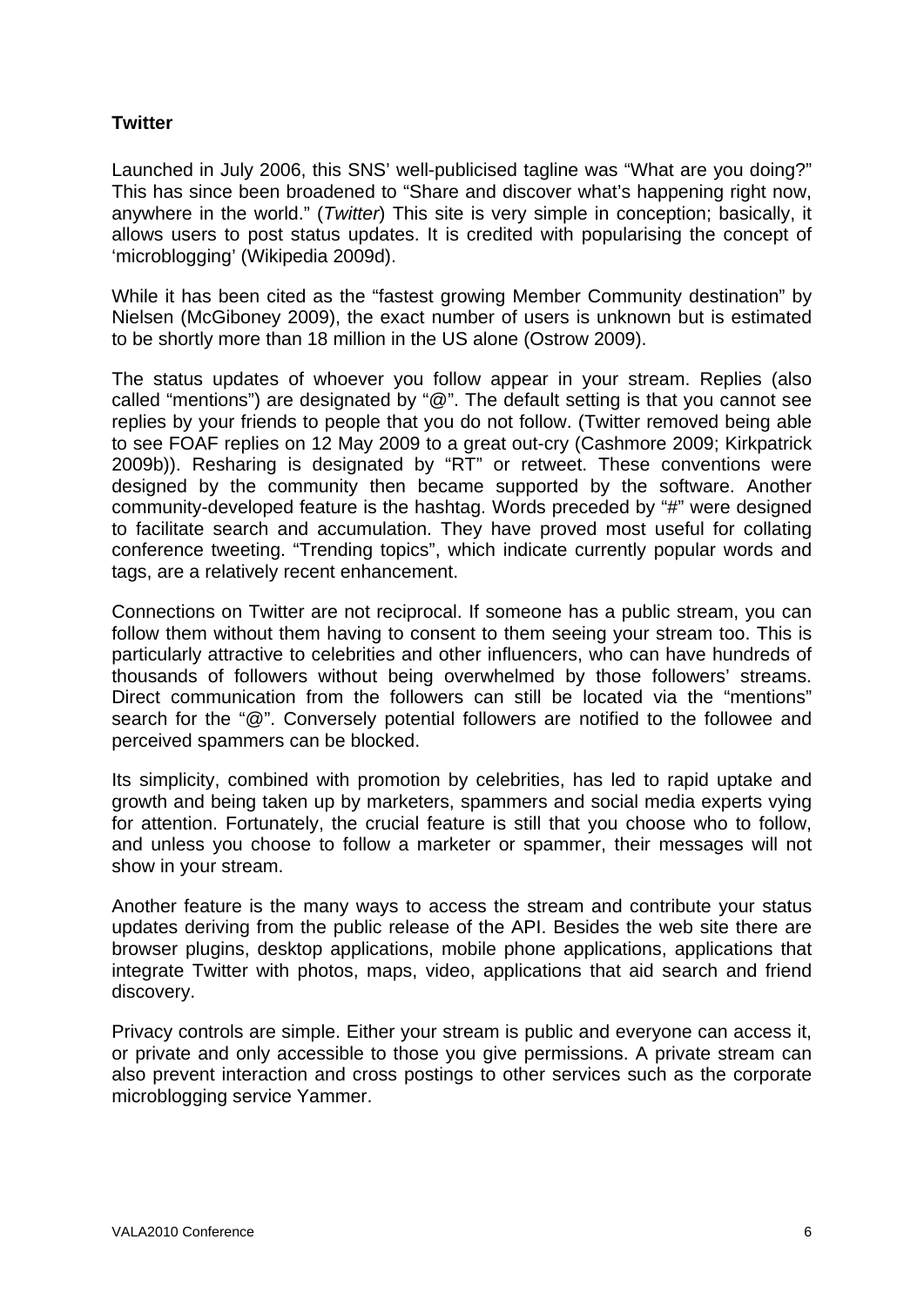**Twitter**

Launched in July 2006, this SNS' well-publicised tagline was "What are you doing?" This has since been broadened to "Share and discover what's happening right now, anywhere in the world." (*Twitter*) This site is very simple in conception; basically, it allows users to post status updates. It is credited with popularising the concept of 'microblogging' (Wikipedia 2009d).

While it has been cited as the "fastest growing Member Community destination" by Nielsen (McGiboney 2009), the exact number of users is unknown but is estimated to be shortly more than 18 million in the US alone (Ostrow 2009).

The status updates of whoever you follow appear in your stream. Replies (also called "mentions") are designated by "@". The default setting is that you cannot see replies by your friends to people that you do not follow. (Twitter removed being able to see FOAF replies on 12 May 2009 to a great out-cry (Cashmore 2009; Kirkpatrick 2009b)). Resharing is designated by "RT" or retweet. These conventions were designed by the community then became supported by the software. Another community-developed feature is the hashtag. Words preceded by "#" were designed to facilitate search and accumulation. They have proved most useful for collating conference tweeting. "Trending topics", which indicate currently popular words and tags, are a relatively recent enhancement.

Connections on Twitter are not reciprocal. If someone has a public stream, you can follow them without them having to consent to them seeing your stream too. This is particularly attractive to celebrities and other influencers, who can have hundreds of thousands of followers without being overwhelmed by those followers' streams. Direct communication from the followers can still be located via the "mentions" search for the "@". Conversely potential followers are notified to the followee and perceived spammers can be blocked.

Its simplicity, combined with promotion by celebrities, has led to rapid uptake and growth and being taken up by marketers, spammers and social media experts vying for attention. Fortunately, the crucial feature is still that you choose who to follow, and unless you choose to follow a marketer or spammer, their messages will not show in your stream.

Another feature is the many ways to access the stream and contribute your status updates deriving from the public release of the API. Besides the web site there are browser plugins, desktop applications, mobile phone applications, applications that integrate Twitter with photos, maps, video, applications that aid search and friend discovery.

Privacy controls are simple. Either your stream is public and everyone can access it, or private and only accessible to those you give permissions. A private stream can also prevent interaction and cross postings to other services such as the corporate microblogging service Yammer.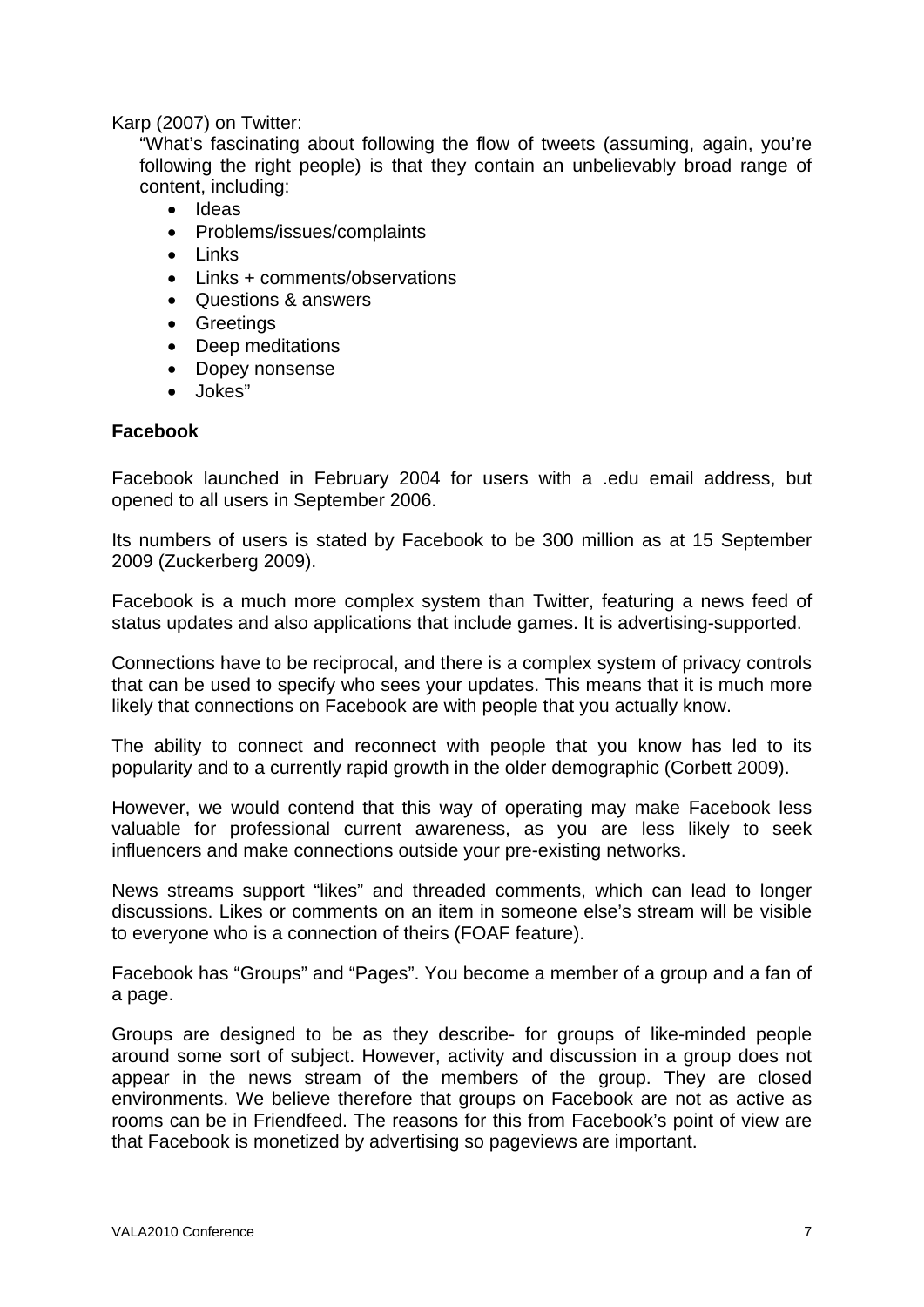Karp (2007) on Twitter:

> "What's fascinating about following the flow of tweets (assuming, again, you're following the right people) is that they contain an unbelievably broad range of content, including:
>
> - Ideas
> - Problems/issues/complaints
> - Links
> - Links + comments/observations
> - Questions & answers
> - Greetings
> - Deep meditations
> - Dopey nonsense
> - Jokes"

**Facebook**

Facebook launched in February 2004 for users with a .edu email address, but opened to all users in September 2006.

Its numbers of users is stated by Facebook to be 300 million as at 15 September 2009 (Zuckerberg 2009).

Facebook is a much more complex system than Twitter, featuring a news feed of status updates and also applications that include games. It is advertising-supported.

Connections have to be reciprocal, and there is a complex system of privacy controls that can be used to specify who sees your updates. This means that it is much more likely that connections on Facebook are with people that you actually know.

The ability to connect and reconnect with people that you know has led to its popularity and to a currently rapid growth in the older demographic (Corbett 2009).

However, we would contend that this way of operating may make Facebook less valuable for professional current awareness, as you are less likely to seek influencers and make connections outside your pre-existing networks.

News streams support "likes" and threaded comments, which can lead to longer discussions. Likes or comments on an item in someone else's stream will be visible to everyone who is a connection of theirs (FOAF feature).

Facebook has "Groups" and "Pages". You become a member of a group and a fan of a page.

Groups are designed to be as they describe- for groups of like-minded people around some sort of subject. However, activity and discussion in a group does not appear in the news stream of the members of the group. They are closed environments. We believe therefore that groups on Facebook are not as active as rooms can be in Friendfeed. The reasons for this from Facebook's point of view are that Facebook is monetized by advertising so pageviews are important.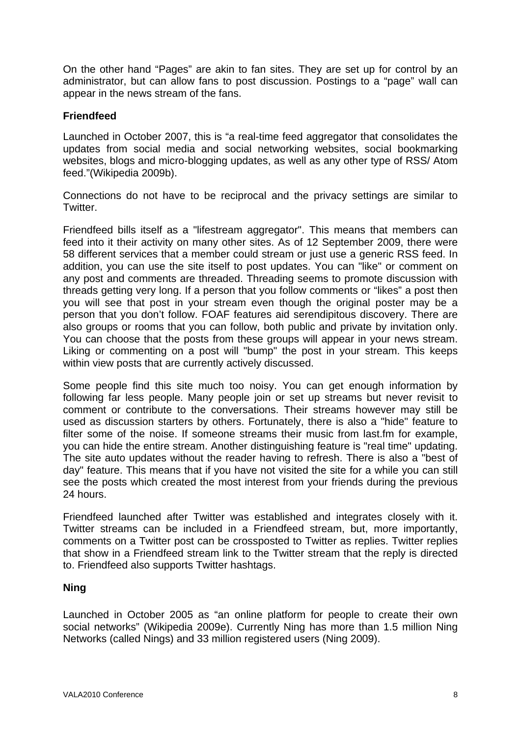On the other hand "Pages" are akin to fan sites. They are set up for control by an administrator, but can allow fans to post discussion. Postings to a "page" wall can appear in the news stream of the fans.

### Friendfeed

Launched in October 2007, this is "a real-time feed aggregator that consolidates the updates from social media and social networking websites, social bookmarking websites, blogs and micro-blogging updates, as well as any other type of RSS/ Atom feed."(Wikipedia 2009b).

Connections do not have to be reciprocal and the privacy settings are similar to Twitter.

Friendfeed bills itself as a "lifestream aggregator". This means that members can feed into it their activity on many other sites. As of 12 September 2009, there were 58 different services that a member could stream or just use a generic RSS feed. In addition, you can use the site itself to post updates. You can "like" or comment on any post and comments are threaded. Threading seems to promote discussion with threads getting very long. If a person that you follow comments or "likes" a post then you will see that post in your stream even though the original poster may be a person that you don't follow. FOAF features aid serendipitous discovery. There are also groups or rooms that you can follow, both public and private by invitation only. You can choose that the posts from these groups will appear in your news stream. Liking or commenting on a post will "bump" the post in your stream. This keeps within view posts that are currently actively discussed.

Some people find this site much too noisy. You can get enough information by following far less people. Many people join or set up streams but never revisit to comment or contribute to the conversations. Their streams however may still be used as discussion starters by others. Fortunately, there is also a "hide" feature to filter some of the noise. If someone streams their music from last.fm for example, you can hide the entire stream. Another distinguishing feature is "real time" updating. The site auto updates without the reader having to refresh. There is also a "best of day" feature. This means that if you have not visited the site for a while you can still see the posts which created the most interest from your friends during the previous 24 hours.

Friendfeed launched after Twitter was established and integrates closely with it. Twitter streams can be included in a Friendfeed stream, but, more importantly, comments on a Twitter post can be crossposted to Twitter as replies. Twitter replies that show in a Friendfeed stream link to the Twitter stream that the reply is directed to. Friendfeed also supports Twitter hashtags.

### Ning

Launched in October 2005 as "an online platform for people to create their own social networks" (Wikipedia 2009e). Currently Ning has more than 1.5 million Ning Networks (called Nings) and 33 million registered users (Ning 2009).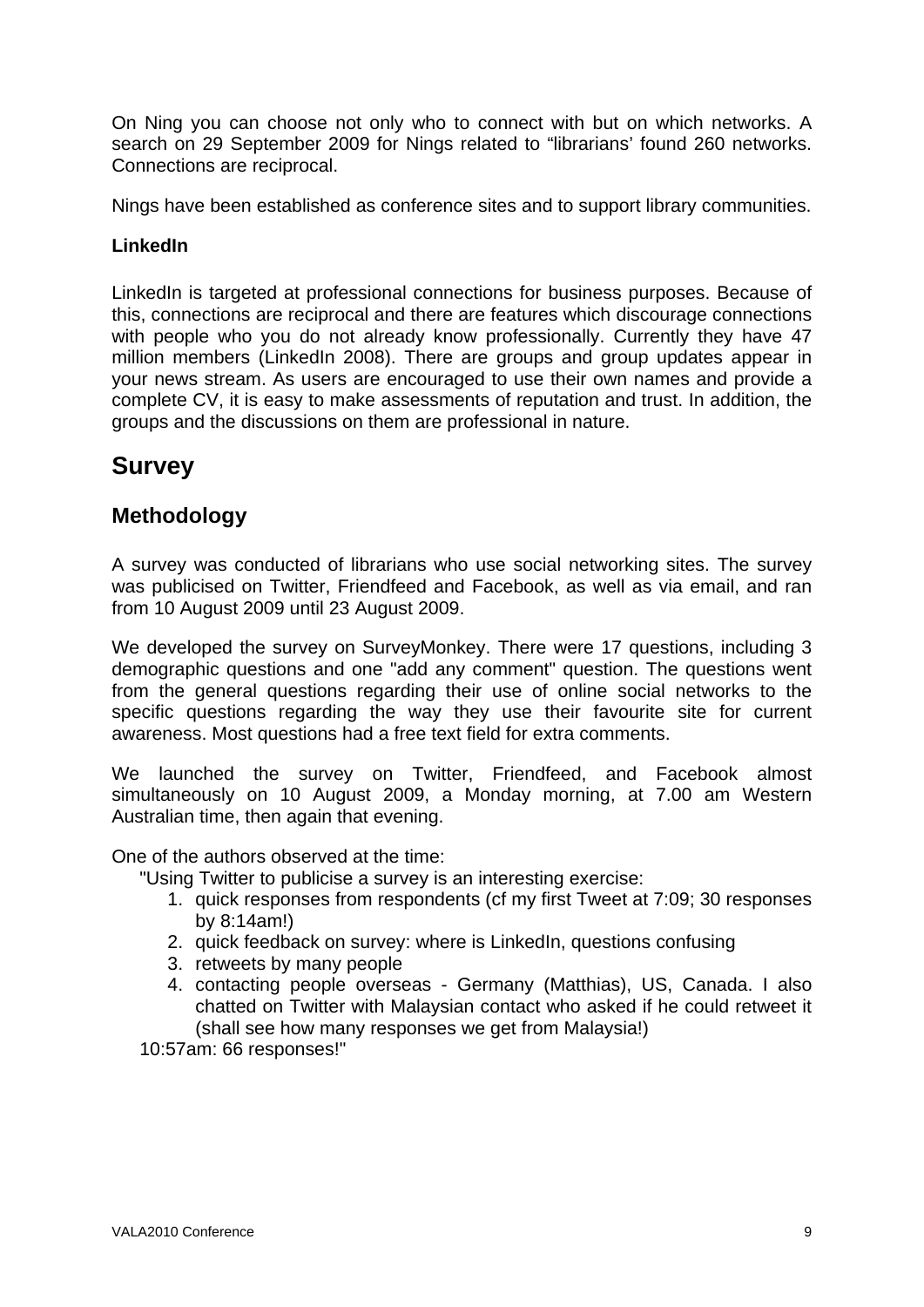On Ning you can choose not only who to connect with but on which networks. A search on 29 September 2009 for Nings related to "librarians' found 260 networks. Connections are reciprocal.

Nings have been established as conference sites and to support library communities.

**LinkedIn**

LinkedIn is targeted at professional connections for business purposes. Because of this, connections are reciprocal and there are features which discourage connections with people who you do not already know professionally. Currently they have 47 million members (LinkedIn 2008). There are groups and group updates appear in your news stream. As users are encouraged to use their own names and provide a complete CV, it is easy to make assessments of reputation and trust. In addition, the groups and the discussions on them are professional in nature.

# Survey

## Methodology

A survey was conducted of librarians who use social networking sites. The survey was publicised on Twitter, Friendfeed and Facebook, as well as via email, and ran from 10 August 2009 until 23 August 2009.

We developed the survey on SurveyMonkey. There were 17 questions, including 3 demographic questions and one "add any comment" question. The questions went from the general questions regarding their use of online social networks to the specific questions regarding the way they use their favourite site for current awareness. Most questions had a free text field for extra comments.

We launched the survey on Twitter, Friendfeed, and Facebook almost simultaneously on 10 August 2009, a Monday morning, at 7.00 am Western Australian time, then again that evening.

One of the authors observed at the time:

> "Using Twitter to publicise a survey is an interesting exercise:
>
> 1. quick responses from respondents (cf my first Tweet at 7:09; 30 responses by 8:14am!)
> 2. quick feedback on survey: where is LinkedIn, questions confusing
> 3. retweets by many people
> 4. contacting people overseas - Germany (Matthias), US, Canada. I also chatted on Twitter with Malaysian contact who asked if he could retweet it (shall see how many responses we get from Malaysia!)
>
> 10:57am: 66 responses!"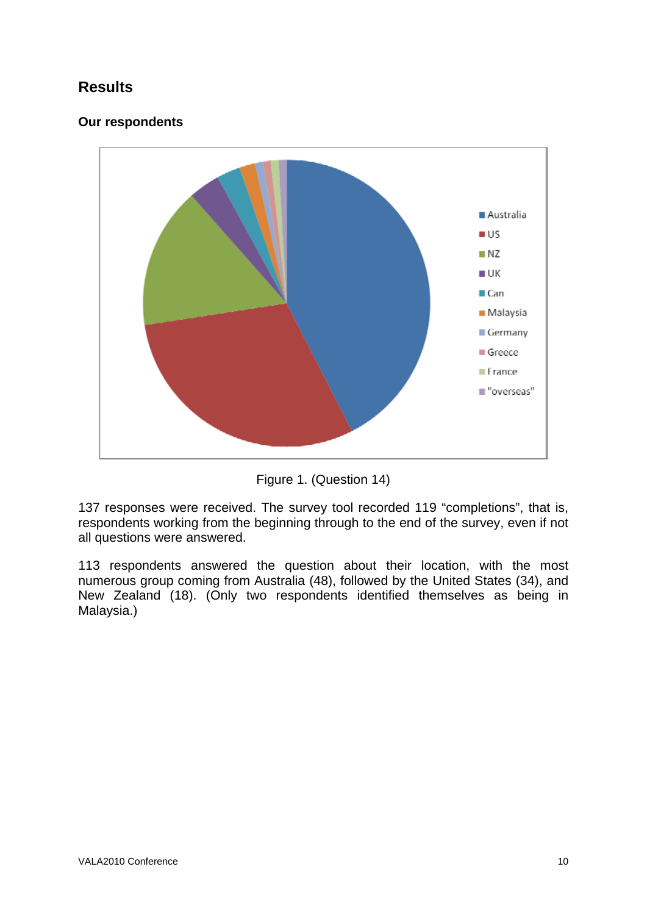## Results

### Our respondents

Figure 1. (Question 14)

137 responses were received. The survey tool recorded 119 “completions”, that is, respondents working from the beginning through to the end of the survey, even if not all questions were answered.

113 respondents answered the question about their location, with the most numerous group coming from Australia (48), followed by the United States (34), and New Zealand (18). (Only two respondents identified themselves as being in Malaysia.)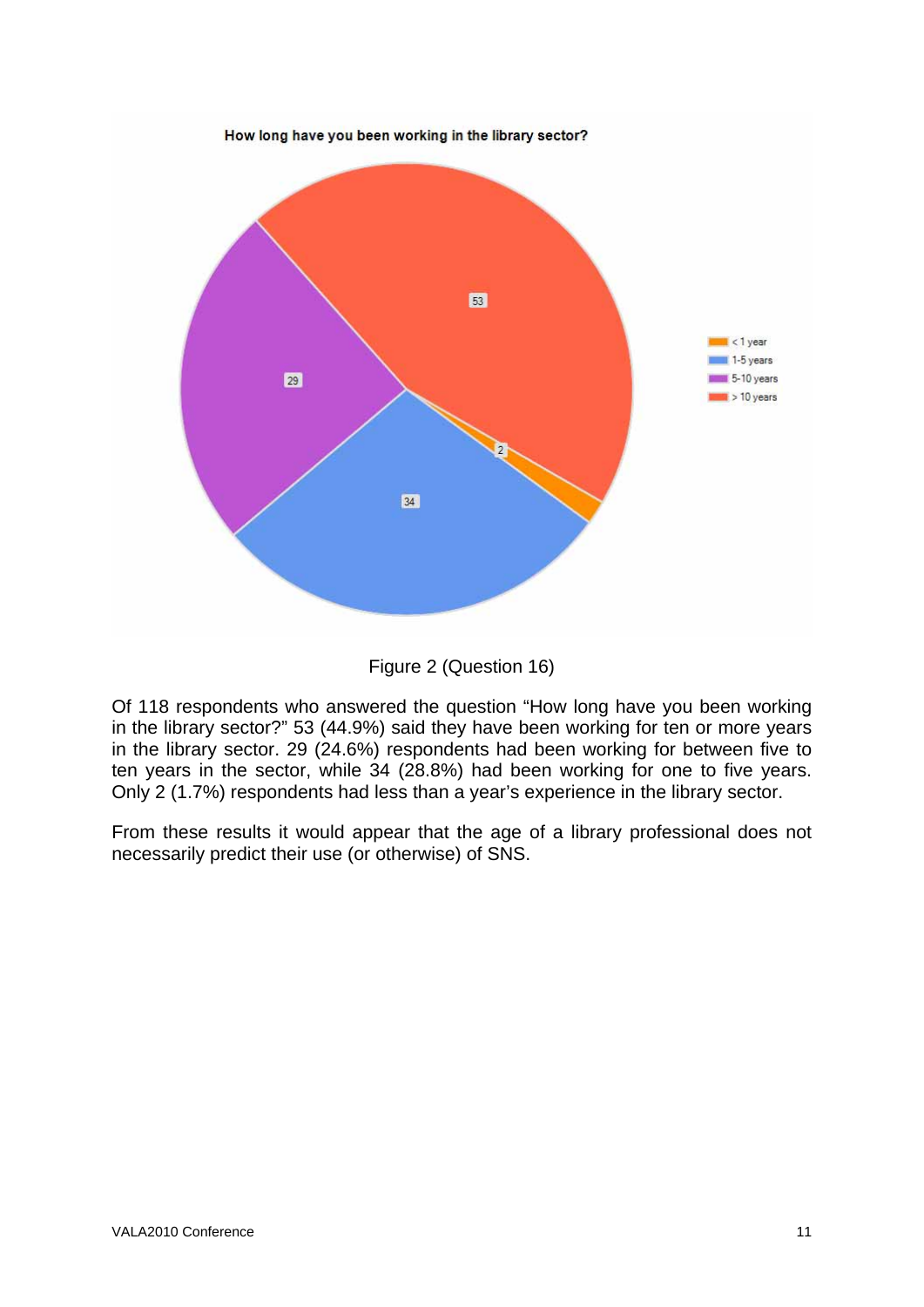How long have you been working in the library sector?

| Response | Count |
|---|---|
| < 1 year | 2 |
| 1-5 years | 34 |
| 5-10 years | 29 |
| > 10 years | 53 |

Figure 2 (Question 16)

Of 118 respondents who answered the question "How long have you been working in the library sector?" 53 (44.9%) said they have been working for ten or more years in the library sector. 29 (24.6%) respondents had been working for between five to ten years in the sector, while 34 (28.8%) had been working for one to five years. Only 2 (1.7%) respondents had less than a year's experience in the library sector.

From these results it would appear that the age of a library professional does not necessarily predict their use (or otherwise) of SNS.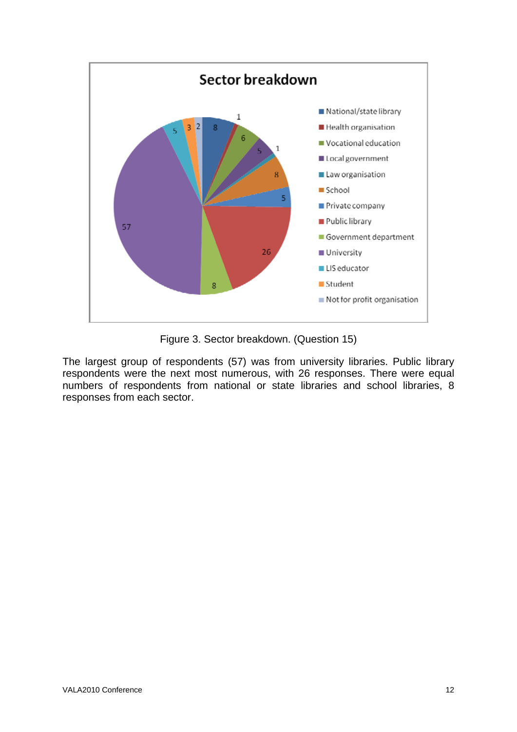Figure 3. Sector breakdown. (Question 15)

The largest group of respondents (57) was from university libraries. Public library respondents were the next most numerous, with 26 responses. There were equal numbers of respondents from national or state libraries and school libraries, 8 responses from each sector.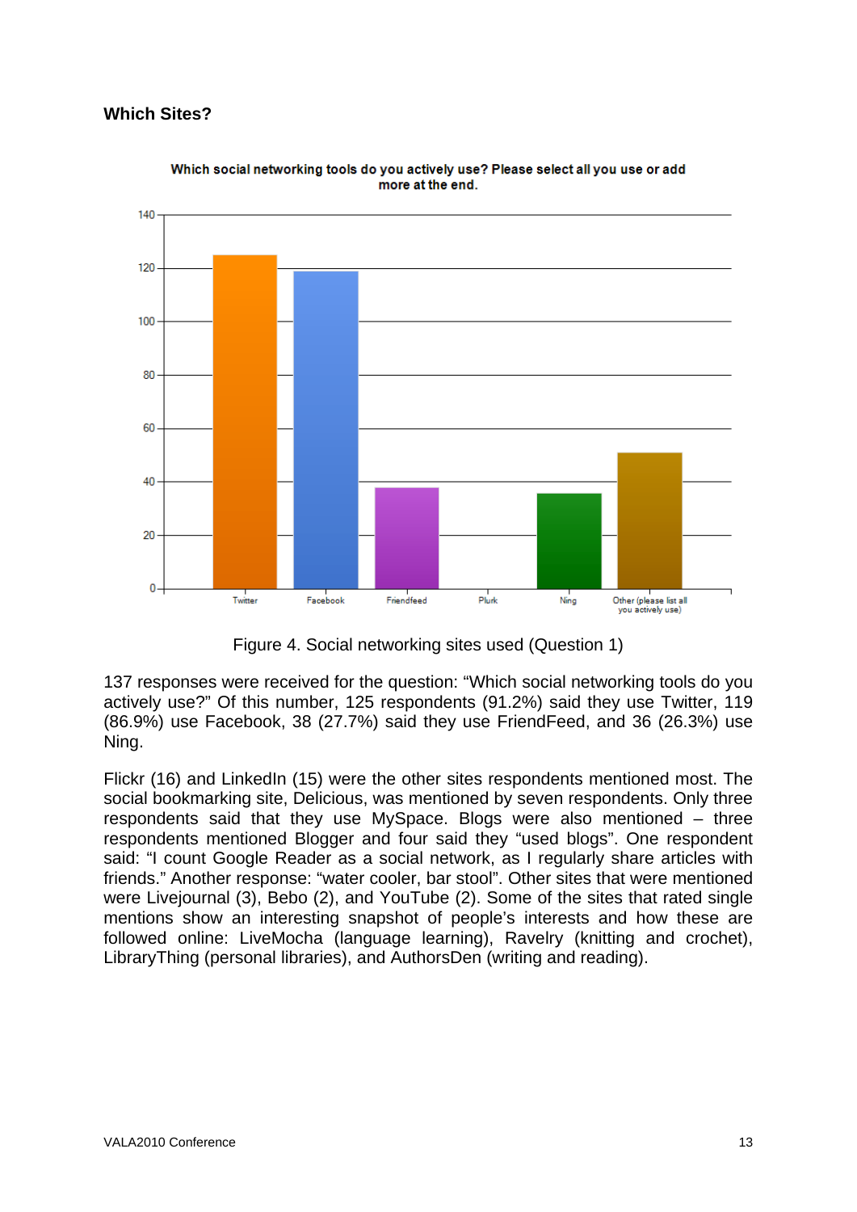### Which Sites?

Figure 4. Social networking sites used (Question 1)

137 responses were received for the question: "Which social networking tools do you actively use?" Of this number, 125 respondents (91.2%) said they use Twitter, 119 (86.9%) use Facebook, 38 (27.7%) said they use FriendFeed, and 36 (26.3%) use Ning.

Flickr (16) and LinkedIn (15) were the other sites respondents mentioned most. The social bookmarking site, Delicious, was mentioned by seven respondents. Only three respondents said that they use MySpace. Blogs were also mentioned – three respondents mentioned Blogger and four said they "used blogs". One respondent said: "I count Google Reader as a social network, as I regularly share articles with friends." Another response: "water cooler, bar stool". Other sites that were mentioned were Livejournal (3), Bebo (2), and YouTube (2). Some of the sites that rated single mentions show an interesting snapshot of people's interests and how these are followed online: LiveMocha (language learning), Ravelry (knitting and crochet), LibraryThing (personal libraries), and AuthorsDen (writing and reading).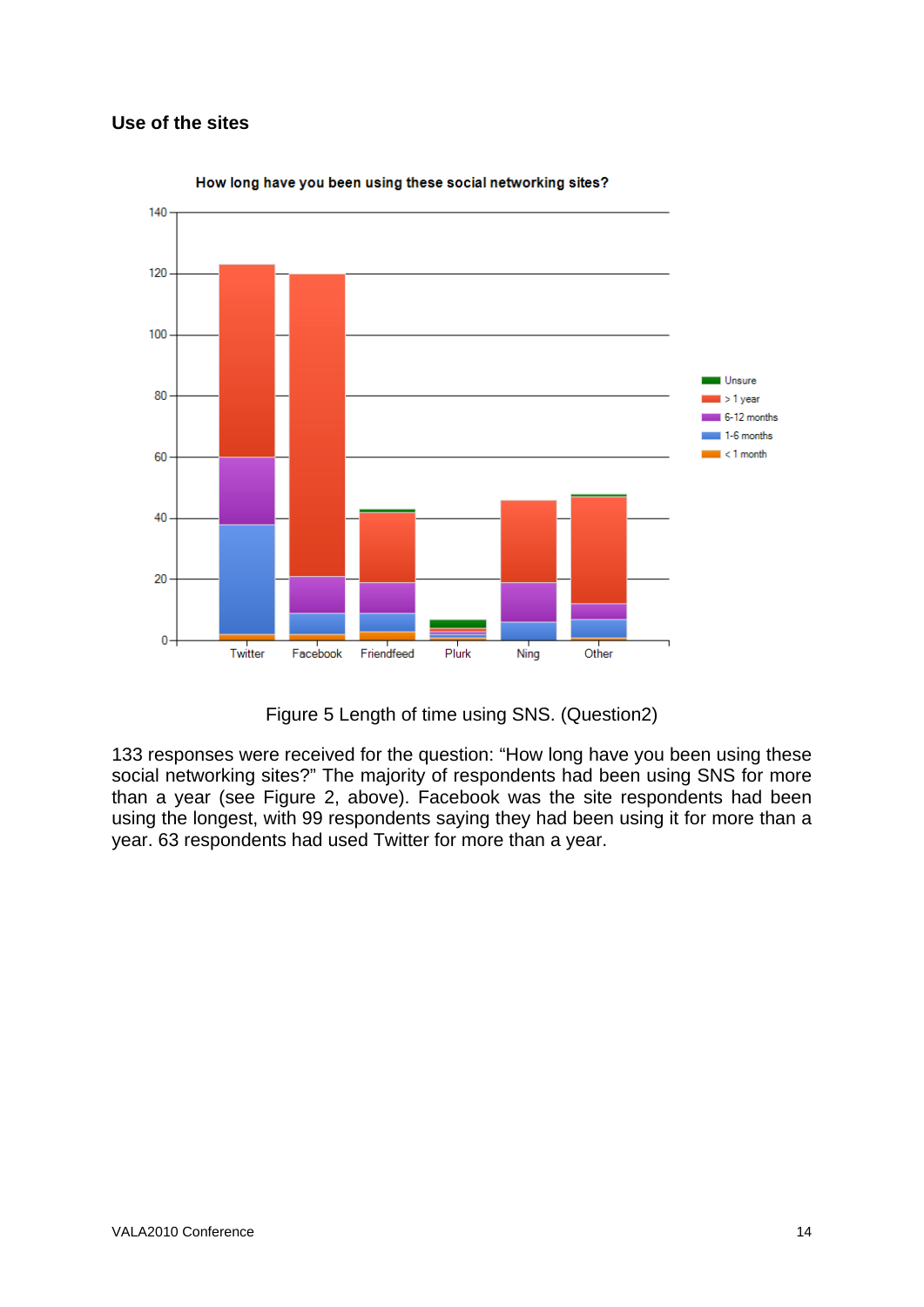### Use of the sites

Figure 5 Length of time using SNS. (Question2)

133 responses were received for the question: "How long have you been using these social networking sites?" The majority of respondents had been using SNS for more than a year (see Figure 2, above). Facebook was the site respondents had been using the longest, with 99 respondents saying they had been using it for more than a year. 63 respondents had used Twitter for more than a year.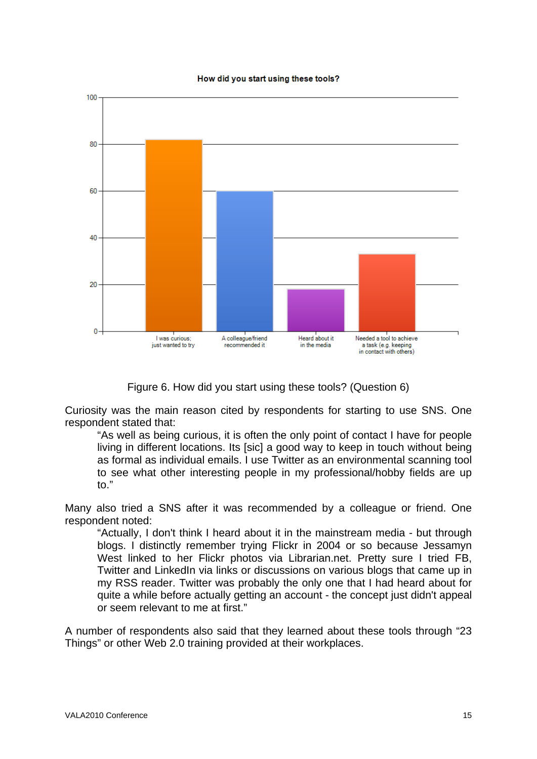Figure 6. How did you start using these tools? (Question 6)

Curiosity was the main reason cited by respondents for starting to use SNS. One respondent stated that:

> "As well as being curious, it is often the only point of contact I have for people living in different locations. Its [sic] a good way to keep in touch without being as formal as individual emails. I use Twitter as an environmental scanning tool to see what other interesting people in my professional/hobby fields are up to."

Many also tried a SNS after it was recommended by a colleague or friend. One respondent noted:

> "Actually, I don't think I heard about it in the mainstream media - but through blogs. I distinctly remember trying Flickr in 2004 or so because Jessamyn West linked to her Flickr photos via Librarian.net. Pretty sure I tried FB, Twitter and LinkedIn via links or discussions on various blogs that came up in my RSS reader. Twitter was probably the only one that I had heard about for quite a while before actually getting an account - the concept just didn't appeal or seem relevant to me at first."

A number of respondents also said that they learned about these tools through "23 Things" or other Web 2.0 training provided at their workplaces.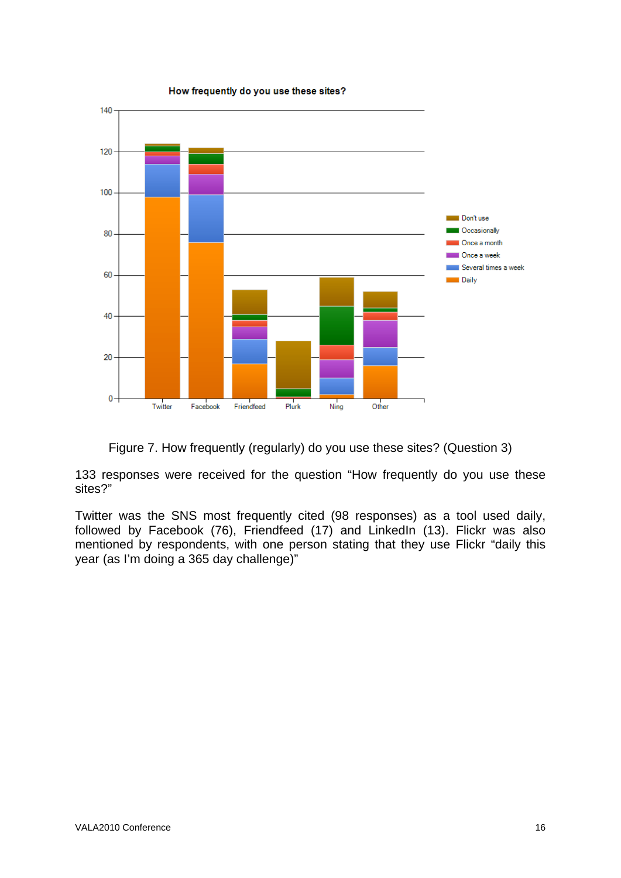Figure 7. How frequently (regularly) do you use these sites? (Question 3)

133 responses were received for the question "How frequently do you use these sites?"

Twitter was the SNS most frequently cited (98 responses) as a tool used daily, followed by Facebook (76), Friendfeed (17) and LinkedIn (13). Flickr was also mentioned by respondents, with one person stating that they use Flickr "daily this year (as I'm doing a 365 day challenge)"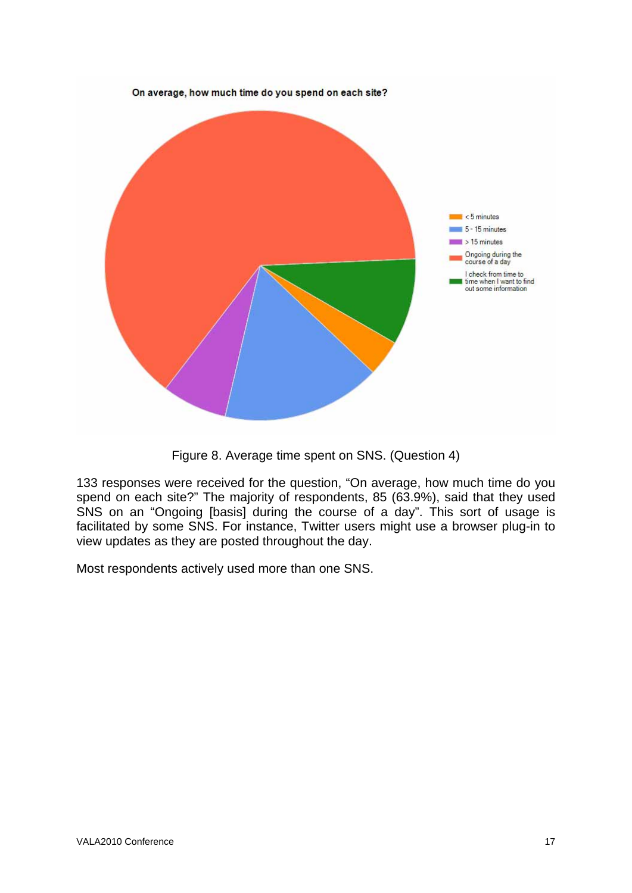On average, how much time do you spend on each site?

- < 5 minutes
- 5 - 15 minutes
- > 15 minutes
- Ongoing during the course of a day
- I check from time to time when I want to find out some information

Figure 8. Average time spent on SNS. (Question 4)

133 responses were received for the question, “On average, how much time do you spend on each site?” The majority of respondents, 85 (63.9%), said that they used SNS on an “Ongoing [basis] during the course of a day”. This sort of usage is facilitated by some SNS. For instance, Twitter users might use a browser plug-in to view updates as they are posted throughout the day.

Most respondents actively used more than one SNS.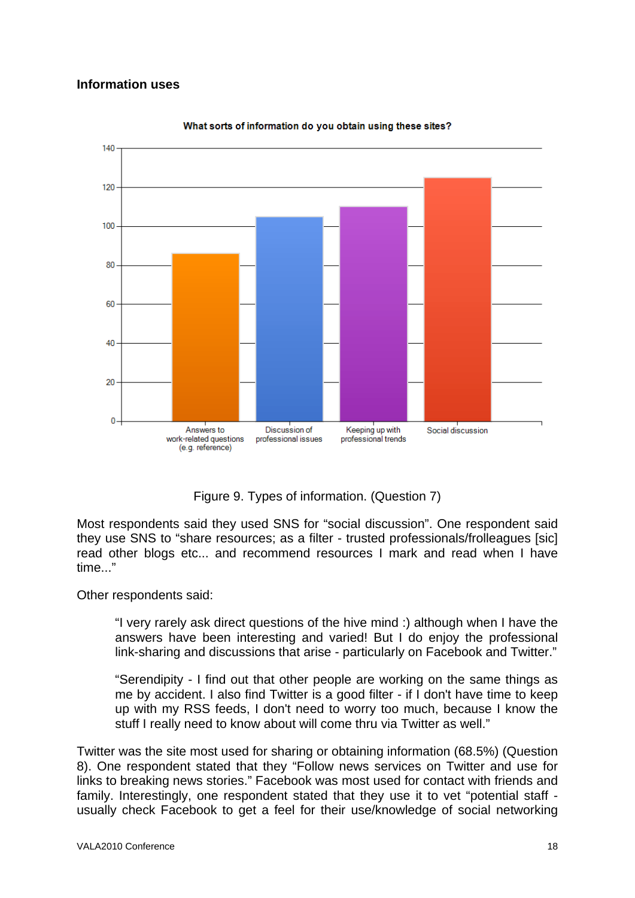### Information uses

Figure 9. Types of information. (Question 7)

Most respondents said they used SNS for "social discussion". One respondent said they use SNS to "share resources; as a filter - trusted professionals/frolleagues [sic] read other blogs etc... and recommend resources I mark and read when I have time..."

Other respondents said:

> "I very rarely ask direct questions of the hive mind :) although when I have the answers have been interesting and varied! But I do enjoy the professional link-sharing and discussions that arise - particularly on Facebook and Twitter."

> "Serendipity - I find out that other people are working on the same things as me by accident. I also find Twitter is a good filter - if I don't have time to keep up with my RSS feeds, I don't need to worry too much, because I know the stuff I really need to know about will come thru via Twitter as well."

Twitter was the site most used for sharing or obtaining information (68.5%) (Question 8). One respondent stated that they "Follow news services on Twitter and use for links to breaking news stories." Facebook was most used for contact with friends and family. Interestingly, one respondent stated that they use it to vet "potential staff - usually check Facebook to get a feel for their use/knowledge of social networking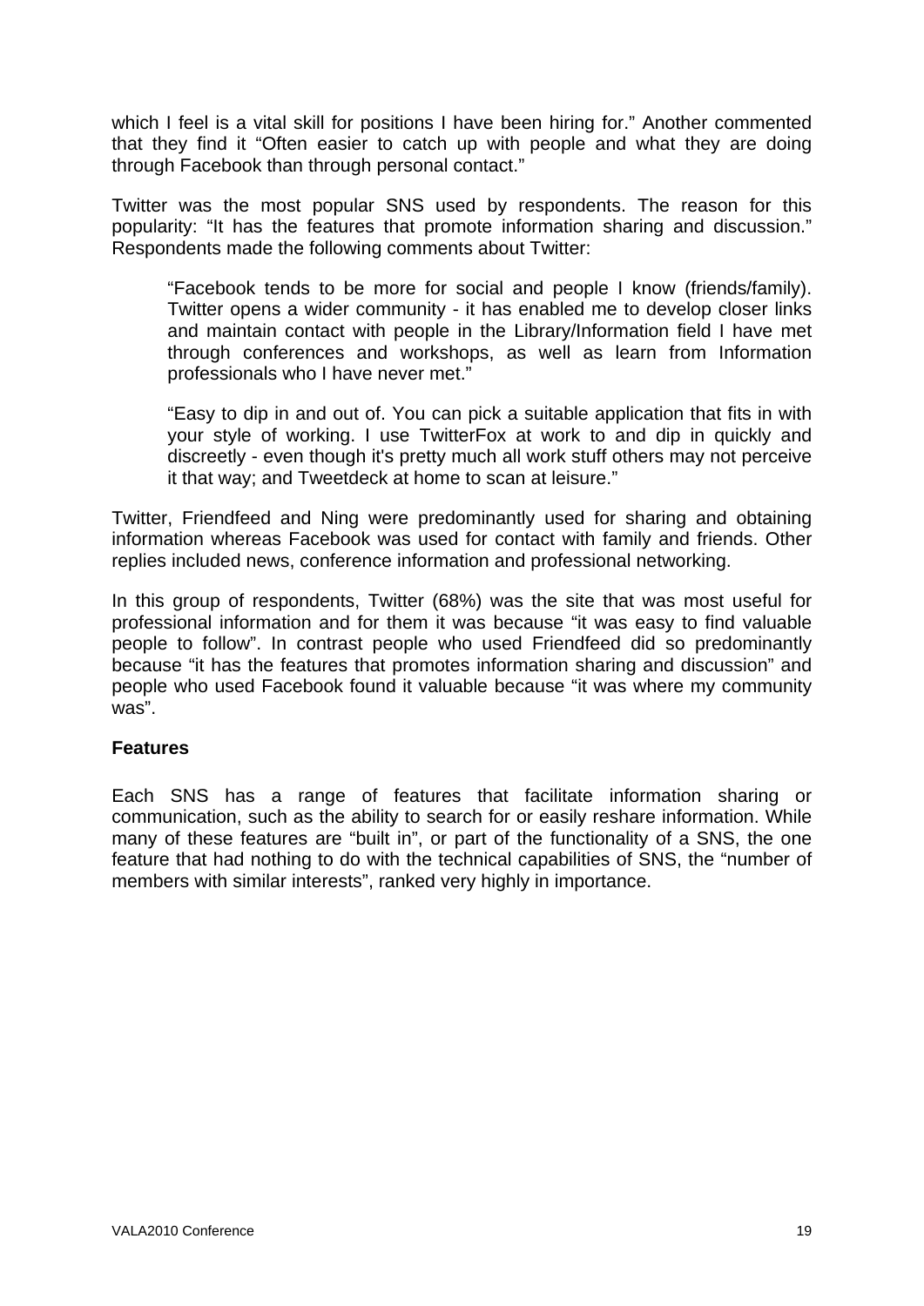which I feel is a vital skill for positions I have been hiring for." Another commented that they find it "Often easier to catch up with people and what they are doing through Facebook than through personal contact."

Twitter was the most popular SNS used by respondents. The reason for this popularity: "It has the features that promote information sharing and discussion." Respondents made the following comments about Twitter:

> "Facebook tends to be more for social and people I know (friends/family). Twitter opens a wider community - it has enabled me to develop closer links and maintain contact with people in the Library/Information field I have met through conferences and workshops, as well as learn from Information professionals who I have never met."
>
> "Easy to dip in and out of. You can pick a suitable application that fits in with your style of working. I use TwitterFox at work to and dip in quickly and discreetly - even though it's pretty much all work stuff others may not perceive it that way; and Tweetdeck at home to scan at leisure."

Twitter, Friendfeed and Ning were predominantly used for sharing and obtaining information whereas Facebook was used for contact with family and friends. Other replies included news, conference information and professional networking.

In this group of respondents, Twitter (68%) was the site that was most useful for professional information and for them it was because "it was easy to find valuable people to follow". In contrast people who used Friendfeed did so predominantly because "it has the features that promotes information sharing and discussion" and people who used Facebook found it valuable because "it was where my community was".

**Features**

Each SNS has a range of features that facilitate information sharing or communication, such as the ability to search for or easily reshare information. While many of these features are "built in", or part of the functionality of a SNS, the one feature that had nothing to do with the technical capabilities of SNS, the "number of members with similar interests", ranked very highly in importance.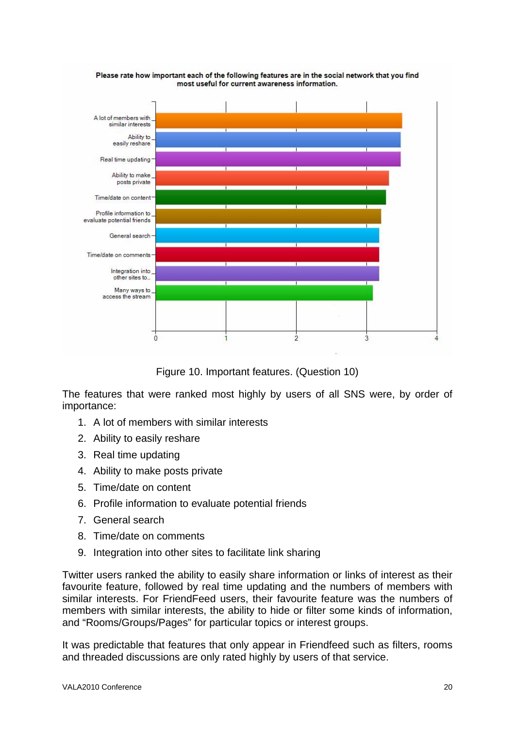Figure 10. Important features. (Question 10)

The features that were ranked most highly by users of all SNS were, by order of importance:

1. A lot of members with similar interests
2. Ability to easily reshare
3. Real time updating
4. Ability to make posts private
5. Time/date on content
6. Profile information to evaluate potential friends
7. General search
8. Time/date on comments
9. Integration into other sites to facilitate link sharing

Twitter users ranked the ability to easily share information or links of interest as their favourite feature, followed by real time updating and the numbers of members with similar interests. For FriendFeed users, their favourite feature was the numbers of members with similar interests, the ability to hide or filter some kinds of information, and "Rooms/Groups/Pages" for particular topics or interest groups.

It was predictable that features that only appear in Friendfeed such as filters, rooms and threaded discussions are only rated highly by users of that service.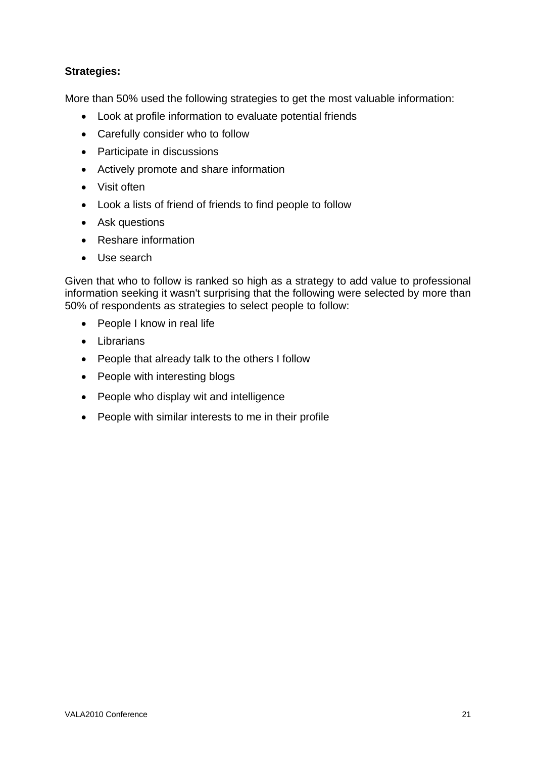**Strategies:**

More than 50% used the following strategies to get the most valuable information:

- Look at profile information to evaluate potential friends
- Carefully consider who to follow
- Participate in discussions
- Actively promote and share information
- Visit often
- Look a lists of friend of friends to find people to follow
- Ask questions
- Reshare information
- Use search

Given that who to follow is ranked so high as a strategy to add value to professional information seeking it wasn't surprising that the following were selected by more than 50% of respondents as strategies to select people to follow:

- People I know in real life
- Librarians
- People that already talk to the others I follow
- People with interesting blogs
- People who display wit and intelligence
- People with similar interests to me in their profile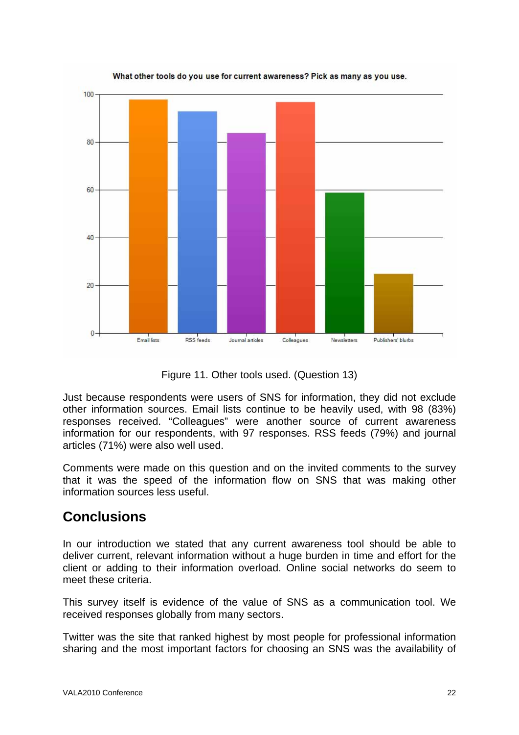What other tools do you use for current awareness? Pick as many as you use.

Figure 11. Other tools used. (Question 13)

Just because respondents were users of SNS for information, they did not exclude other information sources. Email lists continue to be heavily used, with 98 (83%) responses received. “Colleagues” were another source of current awareness information for our respondents, with 97 responses. RSS feeds (79%) and journal articles (71%) were also well used.

Comments were made on this question and on the invited comments to the survey that it was the speed of the information flow on SNS that was making other information sources less useful.

## Conclusions

In our introduction we stated that any current awareness tool should be able to deliver current, relevant information without a huge burden in time and effort for the client or adding to their information overload. Online social networks do seem to meet these criteria.

This survey itself is evidence of the value of SNS as a communication tool. We received responses globally from many sectors.

Twitter was the site that ranked highest by most people for professional information sharing and the most important factors for choosing an SNS was the availability of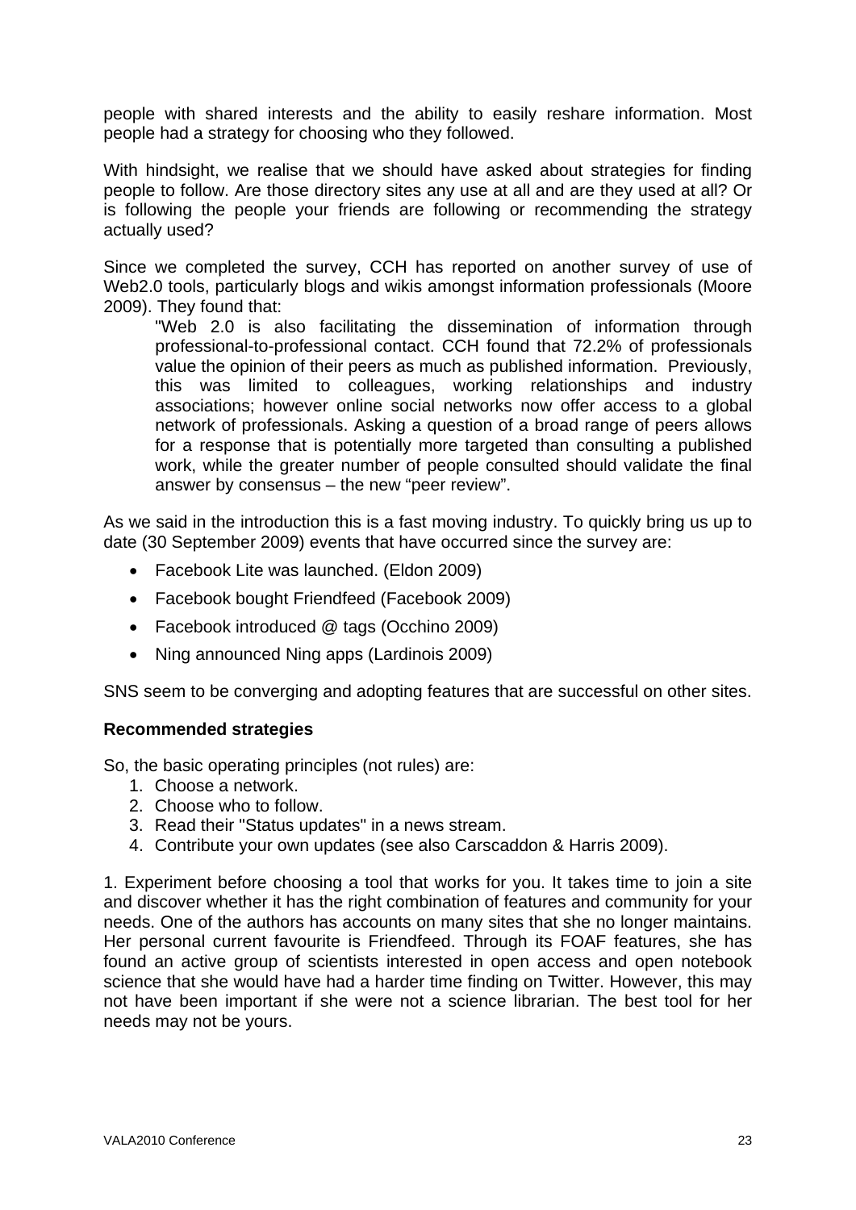people with shared interests and the ability to easily reshare information. Most people had a strategy for choosing who they followed.

With hindsight, we realise that we should have asked about strategies for finding people to follow. Are those directory sites any use at all and are they used at all? Or is following the people your friends are following or recommending the strategy actually used?

Since we completed the survey, CCH has reported on another survey of use of Web2.0 tools, particularly blogs and wikis amongst information professionals (Moore 2009). They found that:

> "Web 2.0 is also facilitating the dissemination of information through professional-to-professional contact. CCH found that 72.2% of professionals value the opinion of their peers as much as published information. Previously, this was limited to colleagues, working relationships and industry associations; however online social networks now offer access to a global network of professionals. Asking a question of a broad range of peers allows for a response that is potentially more targeted than consulting a published work, while the greater number of people consulted should validate the final answer by consensus – the new "peer review".

As we said in the introduction this is a fast moving industry. To quickly bring us up to date (30 September 2009) events that have occurred since the survey are:

- Facebook Lite was launched. (Eldon 2009)
- Facebook bought Friendfeed (Facebook 2009)
- Facebook introduced @ tags (Occhino 2009)
- Ning announced Ning apps (Lardinois 2009)

SNS seem to be converging and adopting features that are successful on other sites.

### Recommended strategies

So, the basic operating principles (not rules) are:

1. Choose a network.
2. Choose who to follow.
3. Read their "Status updates" in a news stream.
4. Contribute your own updates (see also Carscaddon & Harris 2009).

1. Experiment before choosing a tool that works for you. It takes time to join a site and discover whether it has the right combination of features and community for your needs. One of the authors has accounts on many sites that she no longer maintains. Her personal current favourite is Friendfeed. Through its FOAF features, she has found an active group of scientists interested in open access and open notebook science that she would have had a harder time finding on Twitter. However, this may not have been important if she were not a science librarian. The best tool for her needs may not be yours.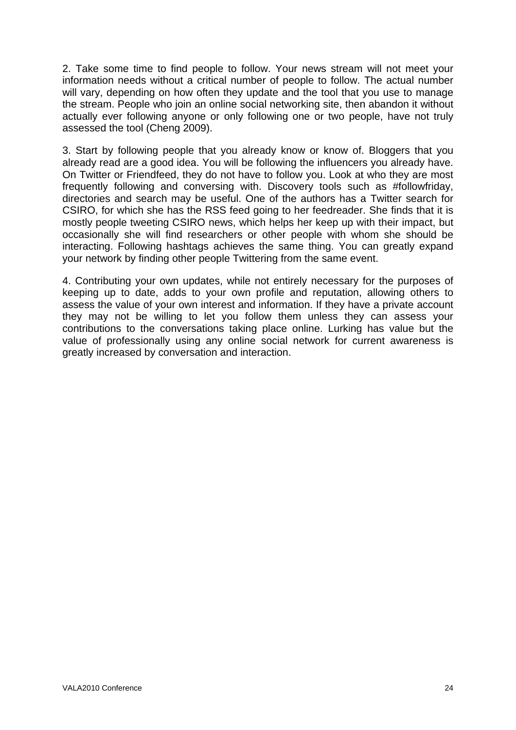2. Take some time to find people to follow. Your news stream will not meet your information needs without a critical number of people to follow. The actual number will vary, depending on how often they update and the tool that you use to manage the stream. People who join an online social networking site, then abandon it without actually ever following anyone or only following one or two people, have not truly assessed the tool (Cheng 2009).

3. Start by following people that you already know or know of. Bloggers that you already read are a good idea. You will be following the influencers you already have. On Twitter or Friendfeed, they do not have to follow you. Look at who they are most frequently following and conversing with. Discovery tools such as #followfriday, directories and search may be useful. One of the authors has a Twitter search for CSIRO, for which she has the RSS feed going to her feedreader. She finds that it is mostly people tweeting CSIRO news, which helps her keep up with their impact, but occasionally she will find researchers or other people with whom she should be interacting. Following hashtags achieves the same thing. You can greatly expand your network by finding other people Twittering from the same event.

4. Contributing your own updates, while not entirely necessary for the purposes of keeping up to date, adds to your own profile and reputation, allowing others to assess the value of your own interest and information. If they have a private account they may not be willing to let you follow them unless they can assess your contributions to the conversations taking place online. Lurking has value but the value of professionally using any online social network for current awareness is greatly increased by conversation and interaction.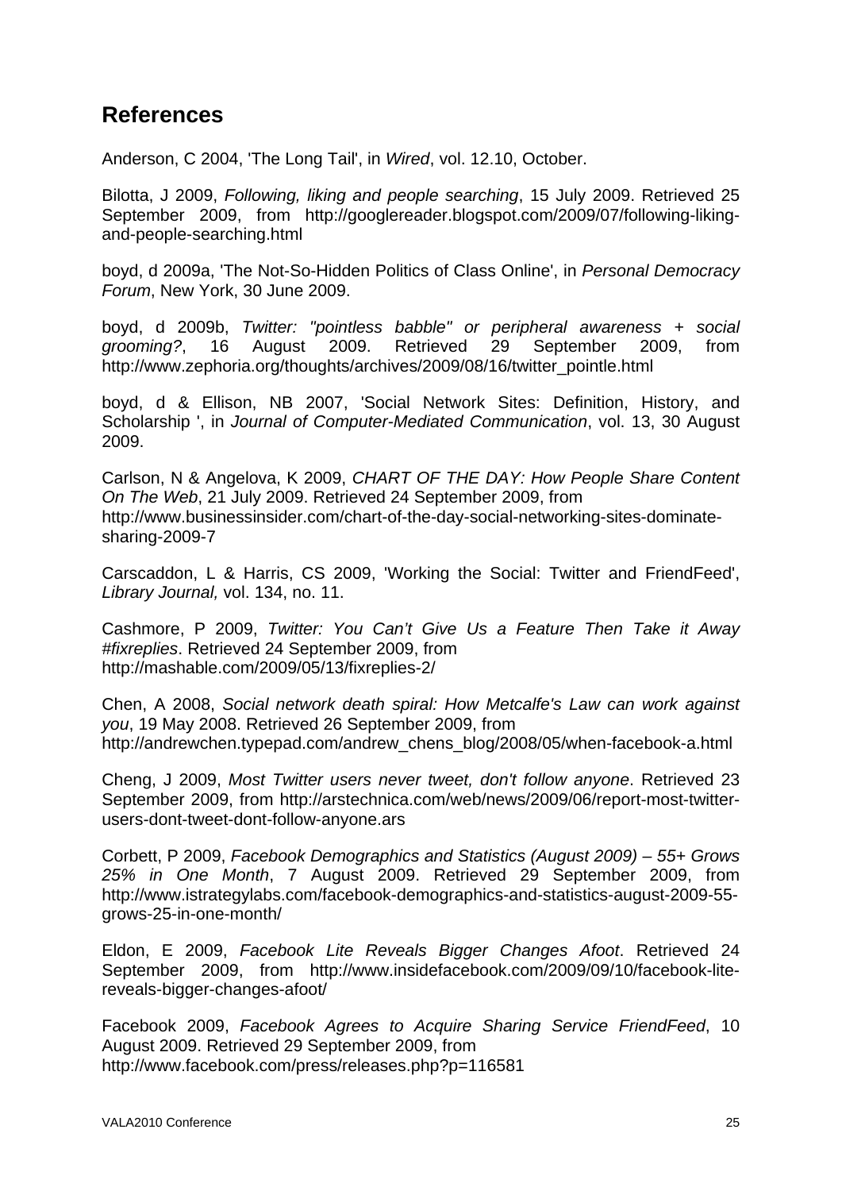## References

Anderson, C 2004, 'The Long Tail', in *Wired*, vol. 12.10, October.

Bilotta, J 2009, *Following, liking and people searching*, 15 July 2009. Retrieved 25 September 2009, from http://googlereader.blogspot.com/2009/07/following-liking-and-people-searching.html

boyd, d 2009a, 'The Not-So-Hidden Politics of Class Online', in *Personal Democracy Forum*, New York, 30 June 2009.

boyd, d 2009b, *Twitter: "pointless babble" or peripheral awareness + social grooming?*, 16 August 2009. Retrieved 29 September 2009, from http://www.zephoria.org/thoughts/archives/2009/08/16/twitter_pointle.html

boyd, d & Ellison, NB 2007, 'Social Network Sites: Definition, History, and Scholarship ', in *Journal of Computer-Mediated Communication*, vol. 13, 30 August 2009.

Carlson, N & Angelova, K 2009, *CHART OF THE DAY: How People Share Content On The Web*, 21 July 2009. Retrieved 24 September 2009, from http://www.businessinsider.com/chart-of-the-day-social-networking-sites-dominate-sharing-2009-7

Carscaddon, L & Harris, CS 2009, 'Working the Social: Twitter and FriendFeed', *Library Journal,* vol. 134, no. 11.

Cashmore, P 2009, *Twitter: You Can't Give Us a Feature Then Take it Away #fixreplies*. Retrieved 24 September 2009, from http://mashable.com/2009/05/13/fixreplies-2/

Chen, A 2008, *Social network death spiral: How Metcalfe's Law can work against you*, 19 May 2008. Retrieved 26 September 2009, from http://andrewchen.typepad.com/andrew_chens_blog/2008/05/when-facebook-a.html

Cheng, J 2009, *Most Twitter users never tweet, don't follow anyone*. Retrieved 23 September 2009, from http://arstechnica.com/web/news/2009/06/report-most-twitter-users-dont-tweet-dont-follow-anyone.ars

Corbett, P 2009, *Facebook Demographics and Statistics (August 2009) – 55+ Grows 25% in One Month*, 7 August 2009. Retrieved 29 September 2009, from http://www.istrategylabs.com/facebook-demographics-and-statistics-august-2009-55-grows-25-in-one-month/

Eldon, E 2009, *Facebook Lite Reveals Bigger Changes Afoot*. Retrieved 24 September 2009, from http://www.insidefacebook.com/2009/09/10/facebook-lite-reveals-bigger-changes-afoot/

Facebook 2009, *Facebook Agrees to Acquire Sharing Service FriendFeed*, 10 August 2009. Retrieved 29 September 2009, from http://www.facebook.com/press/releases.php?p=116581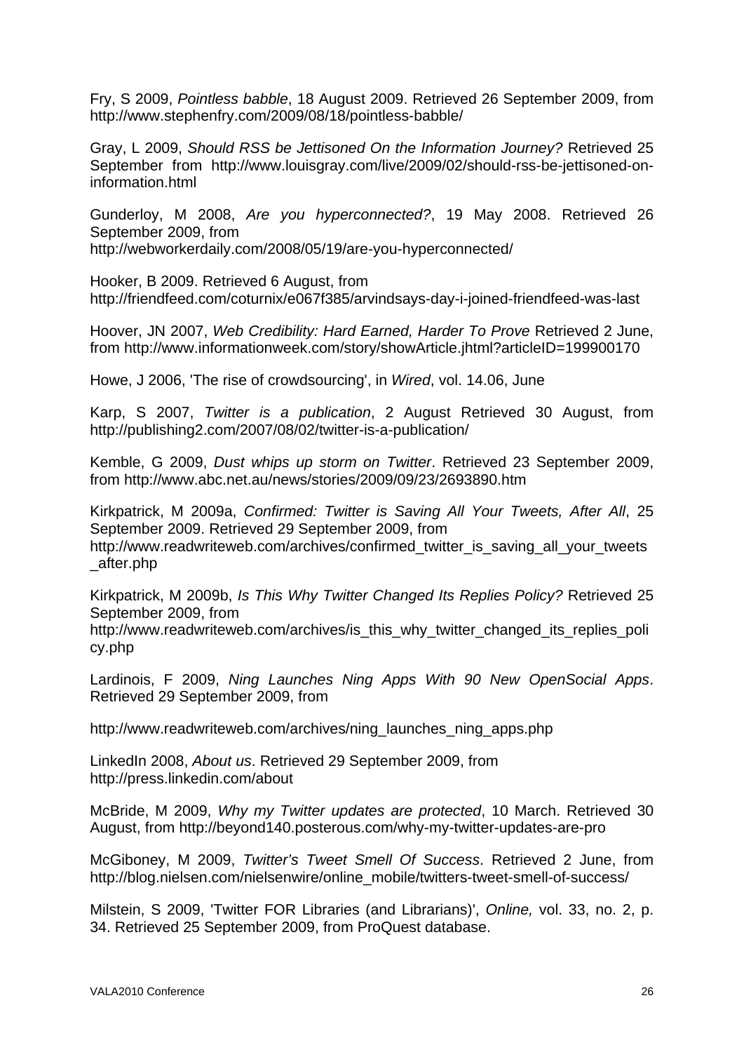Fry, S 2009, *Pointless babble*, 18 August 2009. Retrieved 26 September 2009, from http://www.stephenfry.com/2009/08/18/pointless-babble/

Gray, L 2009, *Should RSS be Jettisoned On the Information Journey?* Retrieved 25 September from http://www.louisgray.com/live/2009/02/should-rss-be-jettisoned-on-information.html

Gunderloy, M 2008, *Are you hyperconnected?*, 19 May 2008. Retrieved 26 September 2009, from http://webworkerdaily.com/2008/05/19/are-you-hyperconnected/

Hooker, B 2009. Retrieved 6 August, from http://friendfeed.com/coturnix/e067f385/arvindsays-day-i-joined-friendfeed-was-last

Hoover, JN 2007, *Web Credibility: Hard Earned, Harder To Prove* Retrieved 2 June, from http://www.informationweek.com/story/showArticle.jhtml?articleID=199900170

Howe, J 2006, 'The rise of crowdsourcing', in *Wired*, vol. 14.06, June

Karp, S 2007, *Twitter is a publication*, 2 August Retrieved 30 August, from http://publishing2.com/2007/08/02/twitter-is-a-publication/

Kemble, G 2009, *Dust whips up storm on Twitter*. Retrieved 23 September 2009, from http://www.abc.net.au/news/stories/2009/09/23/2693890.htm

Kirkpatrick, M 2009a, *Confirmed: Twitter is Saving All Your Tweets, After All*, 25 September 2009. Retrieved 29 September 2009, from http://www.readwriteweb.com/archives/confirmed_twitter_is_saving_all_your_tweets_after.php

Kirkpatrick, M 2009b, *Is This Why Twitter Changed Its Replies Policy?* Retrieved 25 September 2009, from http://www.readwriteweb.com/archives/is_this_why_twitter_changed_its_replies_policy.php

Lardinois, F 2009, *Ning Launches Ning Apps With 90 New OpenSocial Apps*. Retrieved 29 September 2009, from

http://www.readwriteweb.com/archives/ning_launches_ning_apps.php

LinkedIn 2008, *About us*. Retrieved 29 September 2009, from http://press.linkedin.com/about

McBride, M 2009, *Why my Twitter updates are protected*, 10 March. Retrieved 30 August, from http://beyond140.posterous.com/why-my-twitter-updates-are-pro

McGiboney, M 2009, *Twitter's Tweet Smell Of Success*. Retrieved 2 June, from http://blog.nielsen.com/nielsenwire/online_mobile/twitters-tweet-smell-of-success/

Milstein, S 2009, 'Twitter FOR Libraries (and Librarians)', *Online,* vol. 33, no. 2, p. 34. Retrieved 25 September 2009, from ProQuest database.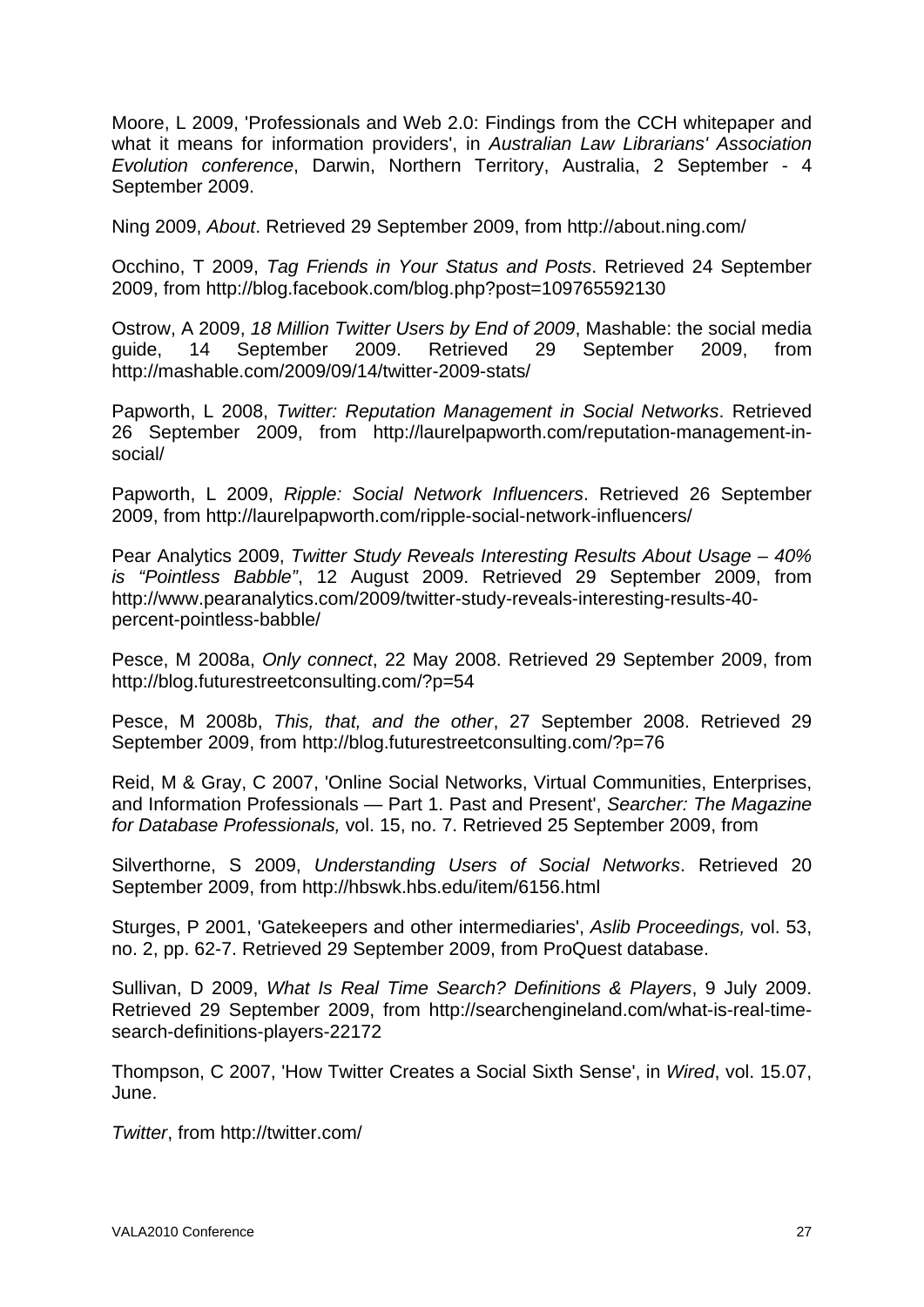Moore, L 2009, 'Professionals and Web 2.0: Findings from the CCH whitepaper and what it means for information providers', in *Australian Law Librarians' Association Evolution conference*, Darwin, Northern Territory, Australia, 2 September - 4 September 2009.

Ning 2009, *About*. Retrieved 29 September 2009, from http://about.ning.com/

Occhino, T 2009, *Tag Friends in Your Status and Posts*. Retrieved 24 September 2009, from http://blog.facebook.com/blog.php?post=109765592130

Ostrow, A 2009, *18 Million Twitter Users by End of 2009*, Mashable: the social media guide, 14 September 2009. Retrieved 29 September 2009, from http://mashable.com/2009/09/14/twitter-2009-stats/

Papworth, L 2008, *Twitter: Reputation Management in Social Networks*. Retrieved 26 September 2009, from http://laurelpapworth.com/reputation-management-in-social/

Papworth, L 2009, *Ripple: Social Network Influencers*. Retrieved 26 September 2009, from http://laurelpapworth.com/ripple-social-network-influencers/

Pear Analytics 2009, *Twitter Study Reveals Interesting Results About Usage – 40% is "Pointless Babble"*, 12 August 2009. Retrieved 29 September 2009, from http://www.pearanalytics.com/2009/twitter-study-reveals-interesting-results-40-percent-pointless-babble/

Pesce, M 2008a, *Only connect*, 22 May 2008. Retrieved 29 September 2009, from http://blog.futurestreetconsulting.com/?p=54

Pesce, M 2008b, *This, that, and the other*, 27 September 2008. Retrieved 29 September 2009, from http://blog.futurestreetconsulting.com/?p=76

Reid, M & Gray, C 2007, 'Online Social Networks, Virtual Communities, Enterprises, and Information Professionals — Part 1. Past and Present', *Searcher: The Magazine for Database Professionals,* vol. 15, no. 7. Retrieved 25 September 2009, from

Silverthorne, S 2009, *Understanding Users of Social Networks*. Retrieved 20 September 2009, from http://hbswk.hbs.edu/item/6156.html

Sturges, P 2001, 'Gatekeepers and other intermediaries', *Aslib Proceedings,* vol. 53, no. 2, pp. 62-7. Retrieved 29 September 2009, from ProQuest database.

Sullivan, D 2009, *What Is Real Time Search? Definitions & Players*, 9 July 2009. Retrieved 29 September 2009, from http://searchengineland.com/what-is-real-time-search-definitions-players-22172

Thompson, C 2007, 'How Twitter Creates a Social Sixth Sense', in *Wired*, vol. 15.07, June.

*Twitter*, from http://twitter.com/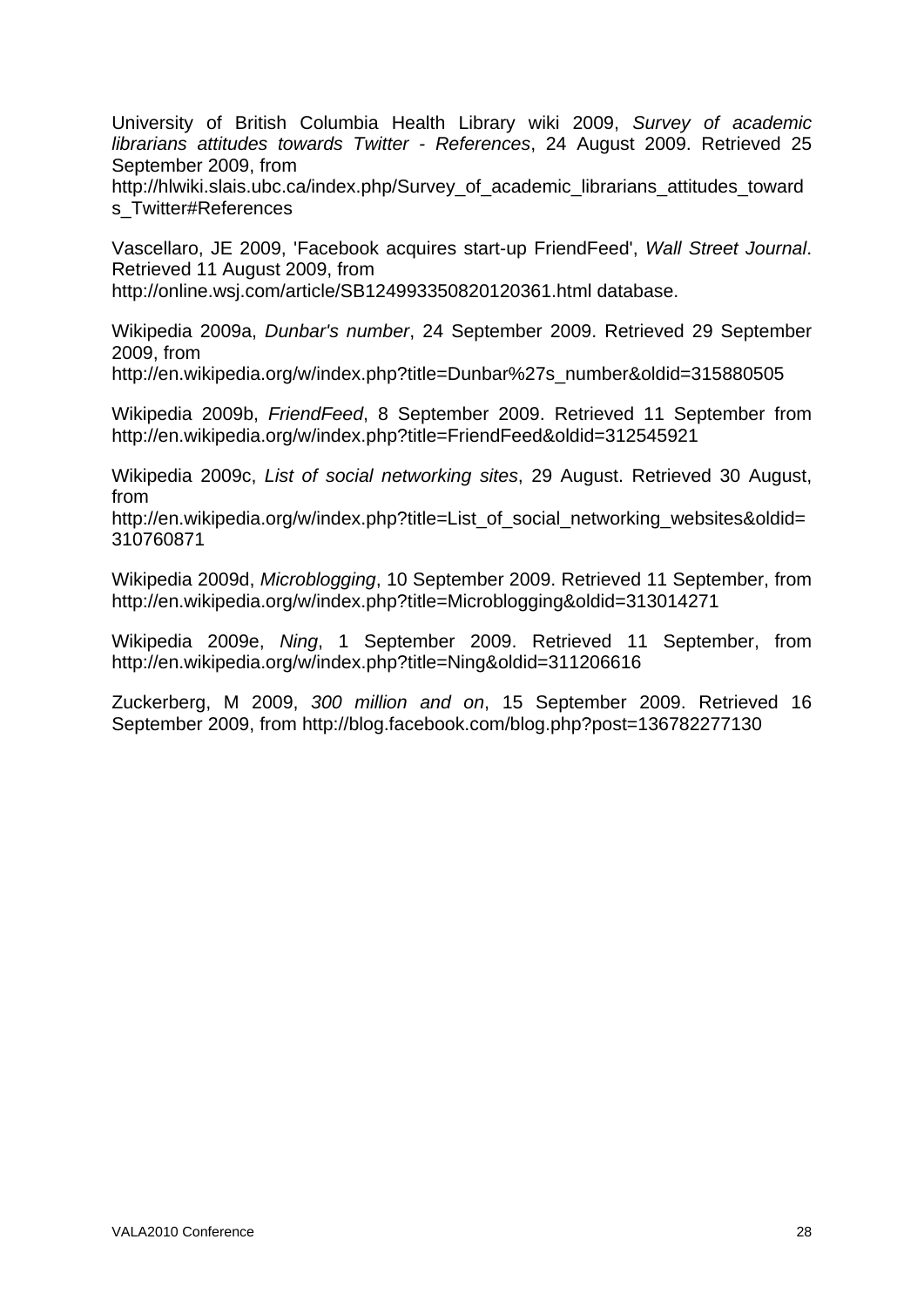University of British Columbia Health Library wiki 2009, *Survey of academic librarians attitudes towards Twitter - References*, 24 August 2009. Retrieved 25 September 2009, from http://hlwiki.slais.ubc.ca/index.php/Survey_of_academic_librarians_attitudes_towards_Twitter#References

Vascellaro, JE 2009, 'Facebook acquires start-up FriendFeed', *Wall Street Journal*. Retrieved 11 August 2009, from http://online.wsj.com/article/SB124993350820120361.html database.

Wikipedia 2009a, *Dunbar's number*, 24 September 2009. Retrieved 29 September 2009, from http://en.wikipedia.org/w/index.php?title=Dunbar%27s_number&oldid=315880505

Wikipedia 2009b, *FriendFeed*, 8 September 2009. Retrieved 11 September from http://en.wikipedia.org/w/index.php?title=FriendFeed&oldid=312545921

Wikipedia 2009c, *List of social networking sites*, 29 August. Retrieved 30 August, from http://en.wikipedia.org/w/index.php?title=List_of_social_networking_websites&oldid=310760871

Wikipedia 2009d, *Microblogging*, 10 September 2009. Retrieved 11 September, from http://en.wikipedia.org/w/index.php?title=Microblogging&oldid=313014271

Wikipedia 2009e, *Ning*, 1 September 2009. Retrieved 11 September, from http://en.wikipedia.org/w/index.php?title=Ning&oldid=311206616

Zuckerberg, M 2009, *300 million and on*, 15 September 2009. Retrieved 16 September 2009, from http://blog.facebook.com/blog.php?post=136782277130